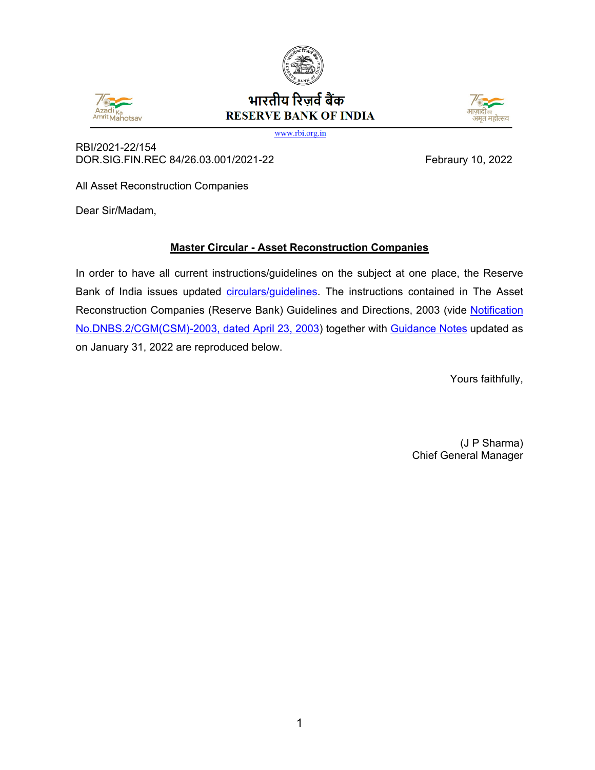भारतीय रिज़र्व बैंक
RESERVE BANK OF INDIA

www.rbi.org.in

RBI/2021-22/154
DOR.SIG.FIN.REC 84/26.03.001/2021-22 Febraury 10, 2022

All Asset Reconstruction Companies

Dear Sir/Madam,

## Master Circular - Asset Reconstruction Companies

In order to have all current instructions/guidelines on the subject at one place, the Reserve Bank of India issues updated circulars/guidelines. The instructions contained in The Asset Reconstruction Companies (Reserve Bank) Guidelines and Directions, 2003 (vide Notification No.DNBS.2/CGM(CSM)-2003, dated April 23, 2003) together with Guidance Notes updated as on January 31, 2022 are reproduced below.

Yours faithfully,

(J P Sharma)
Chief General Manager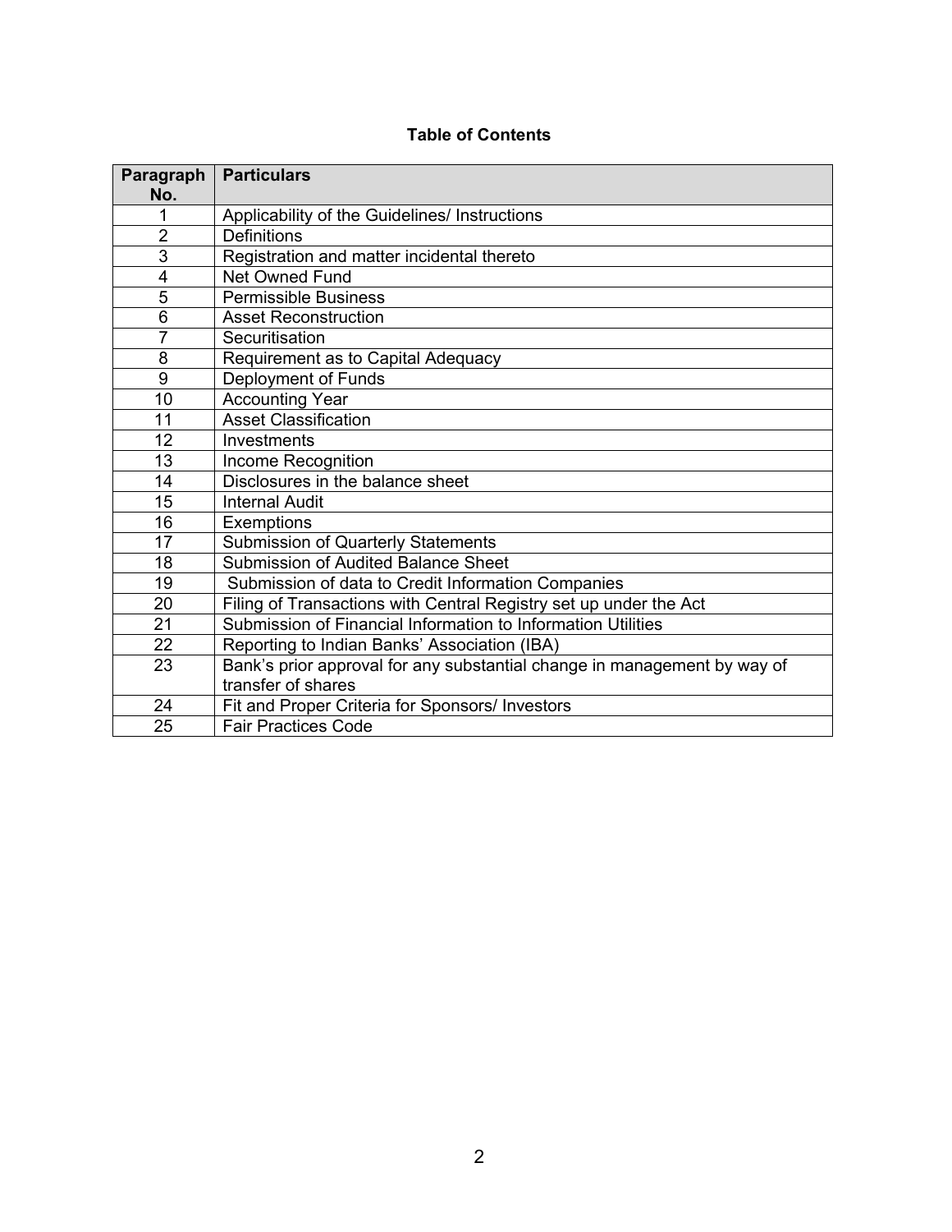**Table of Contents**

| Paragraph No. | Particulars |
|---|---|
| 1 | Applicability of the Guidelines/ Instructions |
| 2 | Definitions |
| 3 | Registration and matter incidental thereto |
| 4 | Net Owned Fund |
| 5 | Permissible Business |
| 6 | Asset Reconstruction |
| 7 | Securitisation |
| 8 | Requirement as to Capital Adequacy |
| 9 | Deployment of Funds |
| 10 | Accounting Year |
| 11 | Asset Classification |
| 12 | Investments |
| 13 | Income Recognition |
| 14 | Disclosures in the balance sheet |
| 15 | Internal Audit |
| 16 | Exemptions |
| 17 | Submission of Quarterly Statements |
| 18 | Submission of Audited Balance Sheet |
| 19 | Submission of data to Credit Information Companies |
| 20 | Filing of Transactions with Central Registry set up under the Act |
| 21 | Submission of Financial Information to Information Utilities |
| 22 | Reporting to Indian Banks' Association (IBA) |
| 23 | Bank's prior approval for any substantial change in management by way of transfer of shares |
| 24 | Fit and Proper Criteria for Sponsors/ Investors |
| 25 | Fair Practices Code |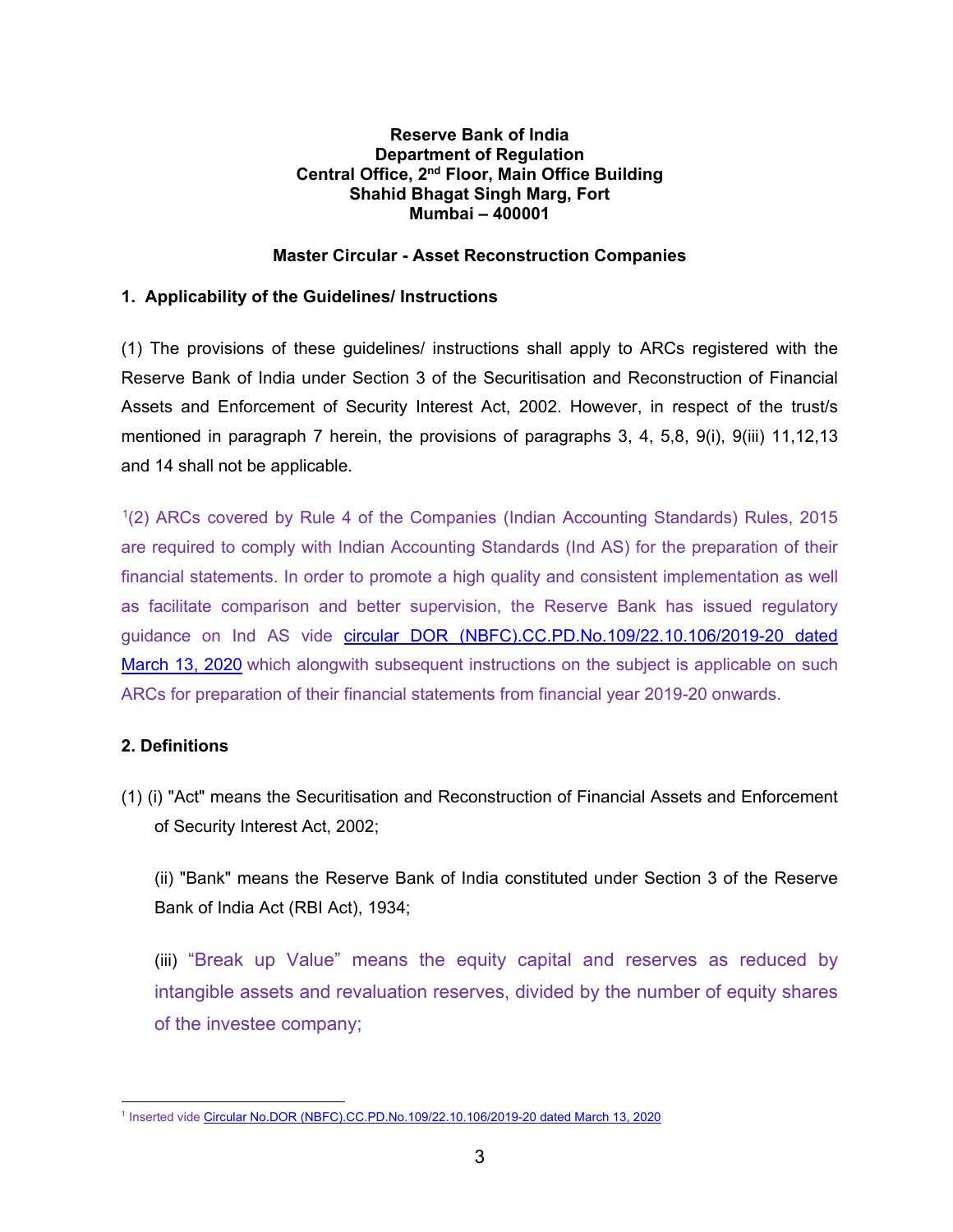**Reserve Bank of India**
**Department of Regulation**
**Central Office, 2nd Floor, Main Office Building**
**Shahid Bhagat Singh Marg, Fort**
**Mumbai – 400001**

**Master Circular - Asset Reconstruction Companies**

## 1. Applicability of the Guidelines/ Instructions

(1) The provisions of these guidelines/ instructions shall apply to ARCs registered with the Reserve Bank of India under Section 3 of the Securitisation and Reconstruction of Financial Assets and Enforcement of Security Interest Act, 2002. However, in respect of the trust/s mentioned in paragraph 7 herein, the provisions of paragraphs 3, 4, 5,8, 9(i), 9(iii) 11,12,13 and 14 shall not be applicable.

[1](2) ARCs covered by Rule 4 of the Companies (Indian Accounting Standards) Rules, 2015 are required to comply with Indian Accounting Standards (Ind AS) for the preparation of their financial statements. In order to promote a high quality and consistent implementation as well as facilitate comparison and better supervision, the Reserve Bank has issued regulatory guidance on Ind AS vide circular DOR (NBFC).CC.PD.No.109/22.10.106/2019-20 dated March 13, 2020 which alongwith subsequent instructions on the subject is applicable on such ARCs for preparation of their financial statements from financial year 2019-20 onwards.

## 2. Definitions

(1) (i) "Act" means the Securitisation and Reconstruction of Financial Assets and Enforcement of Security Interest Act, 2002;

(ii) "Bank" means the Reserve Bank of India constituted under Section 3 of the Reserve Bank of India Act (RBI Act), 1934;

(iii) "Break up Value" means the equity capital and reserves as reduced by intangible assets and revaluation reserves, divided by the number of equity shares of the investee company;

---

[1] Inserted vide Circular No.DOR (NBFC).CC.PD.No.109/22.10.106/2019-20 dated March 13, 2020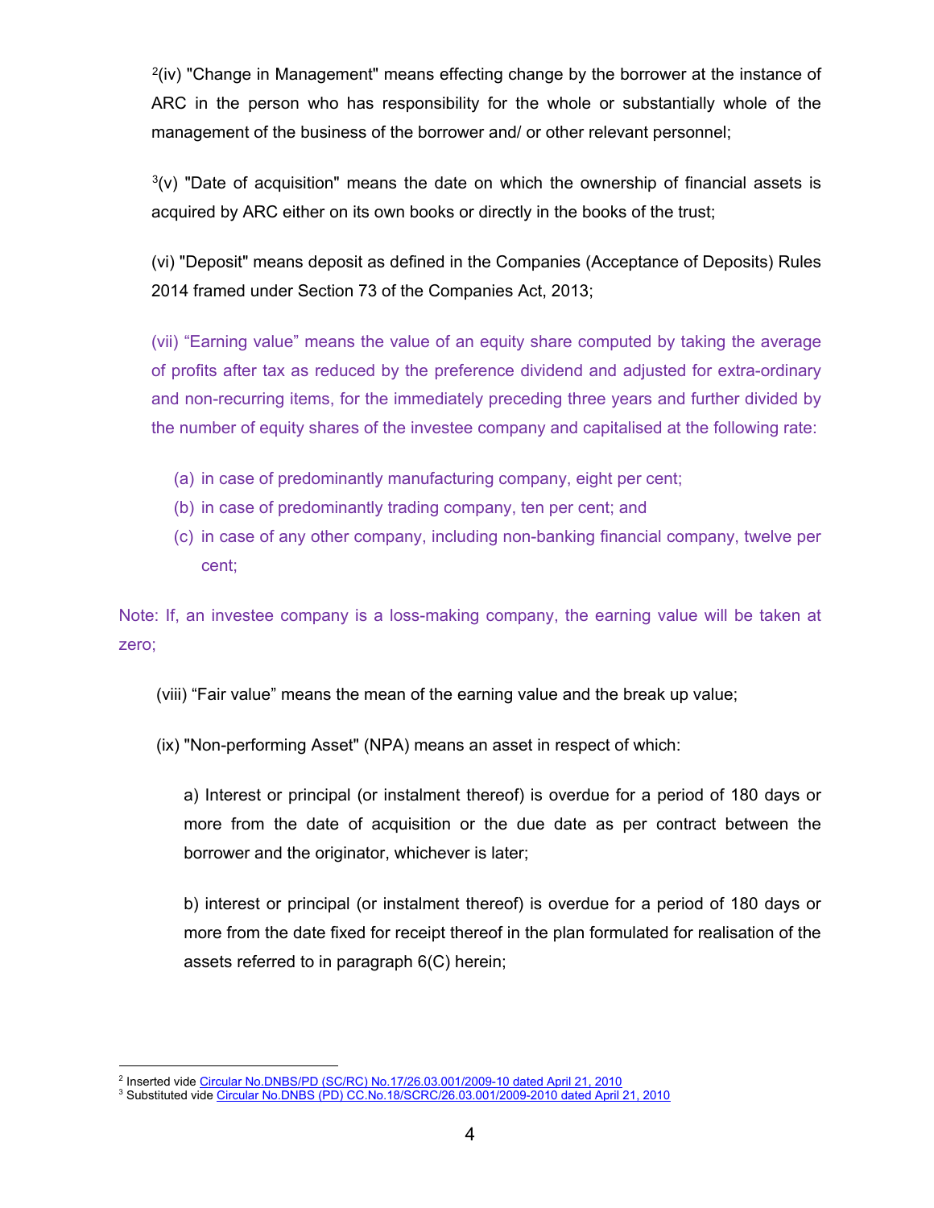[2](iv) "Change in Management" means effecting change by the borrower at the instance of ARC in the person who has responsibility for the whole or substantially whole of the management of the business of the borrower and/ or other relevant personnel;

[3](v) "Date of acquisition" means the date on which the ownership of financial assets is acquired by ARC either on its own books or directly in the books of the trust;

(vi) "Deposit" means deposit as defined in the Companies (Acceptance of Deposits) Rules 2014 framed under Section 73 of the Companies Act, 2013;

(vii) “Earning value” means the value of an equity share computed by taking the average of profits after tax as reduced by the preference dividend and adjusted for extra-ordinary and non-recurring items, for the immediately preceding three years and further divided by the number of equity shares of the investee company and capitalised at the following rate:

(a) in case of predominantly manufacturing company, eight per cent;
(b) in case of predominantly trading company, ten per cent; and
(c) in case of any other company, including non-banking financial company, twelve per cent;

Note: If, an investee company is a loss-making company, the earning value will be taken at zero;

(viii) “Fair value” means the mean of the earning value and the break up value;

(ix) "Non-performing Asset" (NPA) means an asset in respect of which:

a) Interest or principal (or instalment thereof) is overdue for a period of 180 days or more from the date of acquisition or the due date as per contract between the borrower and the originator, whichever is later;

b) interest or principal (or instalment thereof) is overdue for a period of 180 days or more from the date fixed for receipt thereof in the plan formulated for realisation of the assets referred to in paragraph 6(C) herein;

---

[2] Inserted vide Circular No.DNBS/PD (SC/RC) No.17/26.03.001/2009-10 dated April 21, 2010

[3] Substituted vide Circular No.DNBS (PD) CC.No.18/SCRC/26.03.001/2009-2010 dated April 21, 2010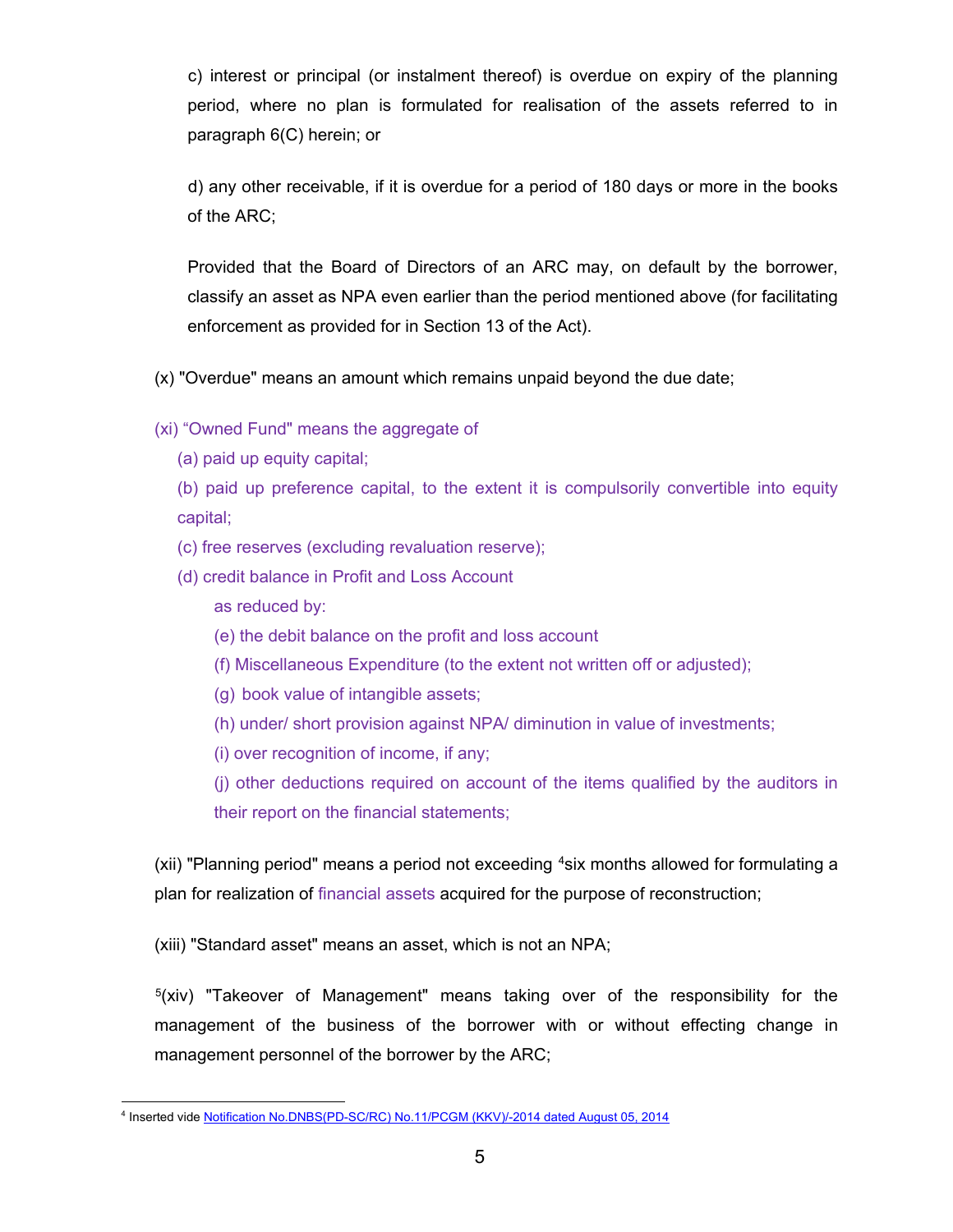c) interest or principal (or instalment thereof) is overdue on expiry of the planning period, where no plan is formulated for realisation of the assets referred to in paragraph 6(C) herein; or

d) any other receivable, if it is overdue for a period of 180 days or more in the books of the ARC;

Provided that the Board of Directors of an ARC may, on default by the borrower, classify an asset as NPA even earlier than the period mentioned above (for facilitating enforcement as provided for in Section 13 of the Act).

(x) "Overdue" means an amount which remains unpaid beyond the due date;

(xi) “Owned Fund" means the aggregate of

(a) paid up equity capital;

(b) paid up preference capital, to the extent it is compulsorily convertible into equity capital;

(c) free reserves (excluding revaluation reserve);

(d) credit balance in Profit and Loss Account

as reduced by:

(e) the debit balance on the profit and loss account

(f) Miscellaneous Expenditure (to the extent not written off or adjusted);

(g) book value of intangible assets;

(h) under/ short provision against NPA/ diminution in value of investments;

(i) over recognition of income, if any;

(j) other deductions required on account of the items qualified by the auditors in their report on the financial statements;

(xii) "Planning period" means a period not exceeding [4]six months allowed for formulating a plan for realization of financial assets acquired for the purpose of reconstruction;

(xiii) "Standard asset" means an asset, which is not an NPA;

[5](xiv) "Takeover of Management" means taking over of the responsibility for the management of the business of the borrower with or without effecting change in management personnel of the borrower by the ARC;

[4] Inserted vide Notification No.DNBS(PD-SC/RC) No.11/PCGM (KKV)/-2014 dated August 05, 2014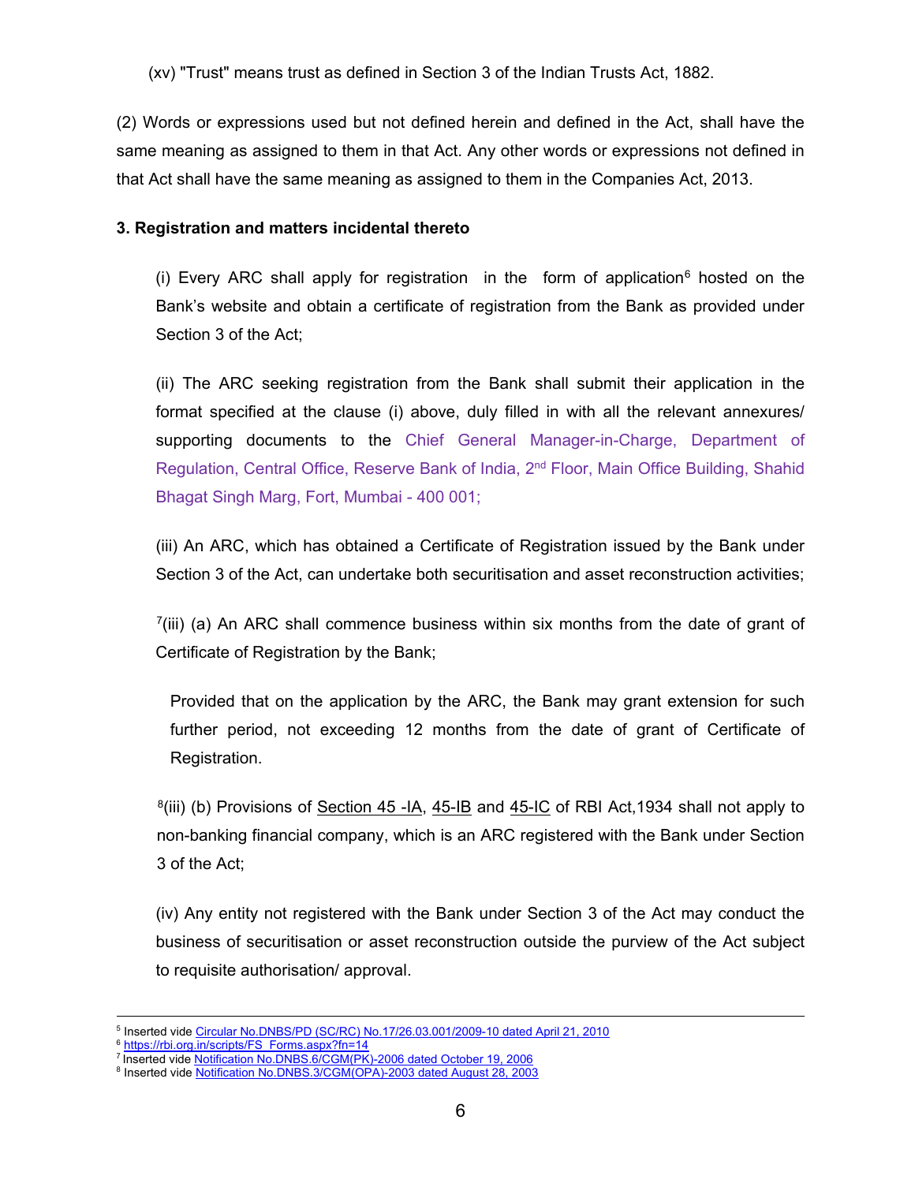(xv) "Trust" means trust as defined in Section 3 of the Indian Trusts Act, 1882.

(2) Words or expressions used but not defined herein and defined in the Act, shall have the same meaning as assigned to them in that Act. Any other words or expressions not defined in that Act shall have the same meaning as assigned to them in the Companies Act, 2013.

**3. Registration and matters incidental thereto**

(i) Every ARC shall apply for registration in the form of application[6] hosted on the Bank's website and obtain a certificate of registration from the Bank as provided under Section 3 of the Act;

(ii) The ARC seeking registration from the Bank shall submit their application in the format specified at the clause (i) above, duly filled in with all the relevant annexures/ supporting documents to the Chief General Manager-in-Charge, Department of Regulation, Central Office, Reserve Bank of India, 2nd Floor, Main Office Building, Shahid Bhagat Singh Marg, Fort, Mumbai - 400 001;

(iii) An ARC, which has obtained a Certificate of Registration issued by the Bank under Section 3 of the Act, can undertake both securitisation and asset reconstruction activities;

[7](iii) (a) An ARC shall commence business within six months from the date of grant of Certificate of Registration by the Bank;

Provided that on the application by the ARC, the Bank may grant extension for such further period, not exceeding 12 months from the date of grant of Certificate of Registration.

[8](iii) (b) Provisions of Section 45 -IA, 45-IB and 45-IC of RBI Act,1934 shall not apply to non-banking financial company, which is an ARC registered with the Bank under Section 3 of the Act;

(iv) Any entity not registered with the Bank under Section 3 of the Act may conduct the business of securitisation or asset reconstruction outside the purview of the Act subject to requisite authorisation/ approval.

---

[5] Inserted vide Circular No.DNBS/PD (SC/RC) No.17/26.03.001/2009-10 dated April 21, 2010
[6] https://rbi.org.in/scripts/FS_Forms.aspx?fn=14
[7] Inserted vide Notification No.DNBS.6/CGM(PK)-2006 dated October 19, 2006
[8] Inserted vide Notification No.DNBS.3/CGM(OPA)-2003 dated August 28, 2003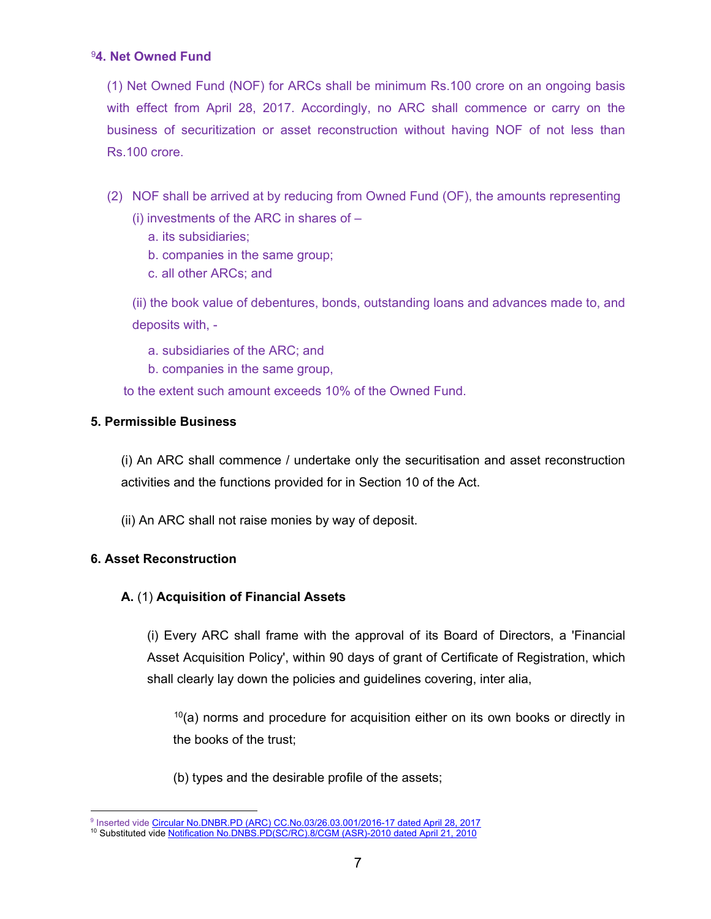### [9]4. Net Owned Fund

(1) Net Owned Fund (NOF) for ARCs shall be minimum Rs.100 crore on an ongoing basis with effect from April 28, 2017. Accordingly, no ARC shall commence or carry on the business of securitization or asset reconstruction without having NOF of not less than Rs.100 crore.

(2) NOF shall be arrived at by reducing from Owned Fund (OF), the amounts representing

(i) investments of the ARC in shares of –

a. its subsidiaries;
b. companies in the same group;
c. all other ARCs; and

(ii) the book value of debentures, bonds, outstanding loans and advances made to, and deposits with, -

a. subsidiaries of the ARC; and
b. companies in the same group,

to the extent such amount exceeds 10% of the Owned Fund.

### 5. Permissible Business

(i) An ARC shall commence / undertake only the securitisation and asset reconstruction activities and the functions provided for in Section 10 of the Act.

(ii) An ARC shall not raise monies by way of deposit.

### 6. Asset Reconstruction

#### A. (1) Acquisition of Financial Assets

(i) Every ARC shall frame with the approval of its Board of Directors, a 'Financial Asset Acquisition Policy', within 90 days of grant of Certificate of Registration, which shall clearly lay down the policies and guidelines covering, inter alia,

[10](a) norms and procedure for acquisition either on its own books or directly in the books of the trust;

(b) types and the desirable profile of the assets;

---

[9] Inserted vide Circular No.DNBR.PD (ARC) CC.No.03/26.03.001/2016-17 dated April 28, 2017

[10] Substituted vide Notification No.DNBS.PD(SC/RC).8/CGM (ASR)-2010 dated April 21, 2010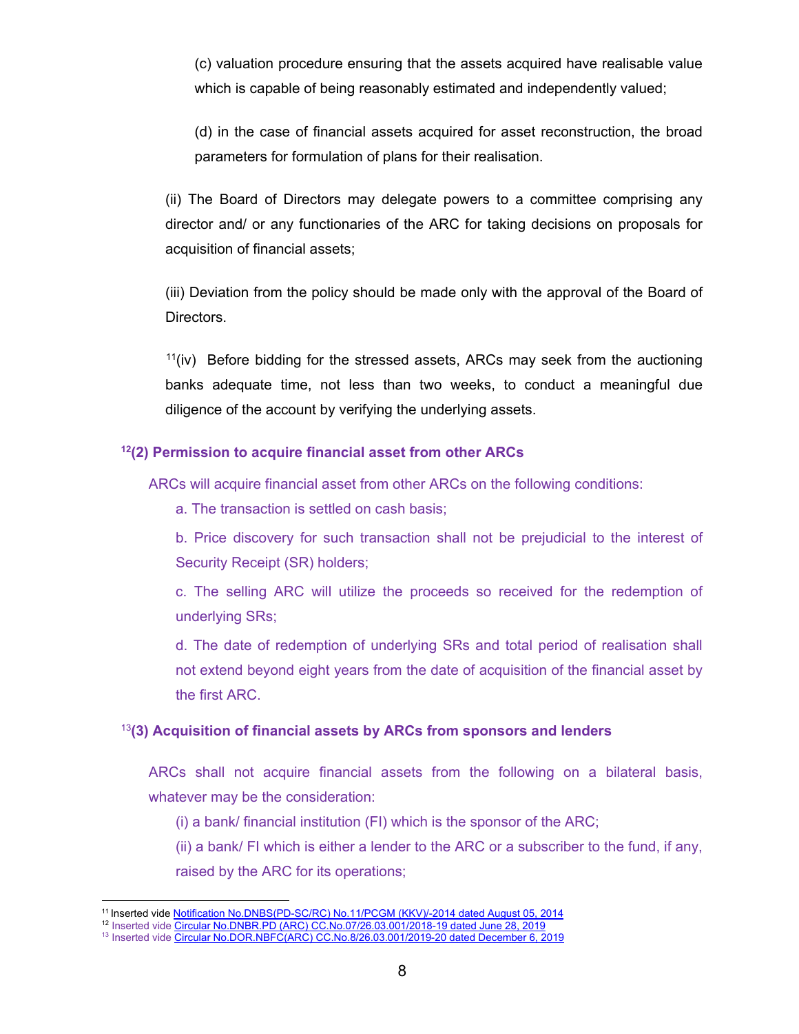(c) valuation procedure ensuring that the assets acquired have realisable value which is capable of being reasonably estimated and independently valued;

(d) in the case of financial assets acquired for asset reconstruction, the broad parameters for formulation of plans for their realisation.

(ii) The Board of Directors may delegate powers to a committee comprising any director and/ or any functionaries of the ARC for taking decisions on proposals for acquisition of financial assets;

(iii) Deviation from the policy should be made only with the approval of the Board of Directors.

[11](iv) Before bidding for the stressed assets, ARCs may seek from the auctioning banks adequate time, not less than two weeks, to conduct a meaningful due diligence of the account by verifying the underlying assets.

### [12](2) Permission to acquire financial asset from other ARCs

ARCs will acquire financial asset from other ARCs on the following conditions:

a. The transaction is settled on cash basis;

b. Price discovery for such transaction shall not be prejudicial to the interest of Security Receipt (SR) holders;

c. The selling ARC will utilize the proceeds so received for the redemption of underlying SRs;

d. The date of redemption of underlying SRs and total period of realisation shall not extend beyond eight years from the date of acquisition of the financial asset by the first ARC.

### [13](3) Acquisition of financial assets by ARCs from sponsors and lenders

ARCs shall not acquire financial assets from the following on a bilateral basis, whatever may be the consideration:

(i) a bank/ financial institution (FI) which is the sponsor of the ARC;

(ii) a bank/ FI which is either a lender to the ARC or a subscriber to the fund, if any, raised by the ARC for its operations;

---

[11] Inserted vide Notification No.DNBS(PD-SC/RC) No.11/PCGM (KKV)/-2014 dated August 05, 2014

[12] Inserted vide Circular No.DNBR.PD (ARC) CC.No.07/26.03.001/2018-19 dated June 28, 2019

[13] Inserted vide Circular No.DOR.NBFC(ARC) CC.No.8/26.03.001/2019-20 dated December 6, 2019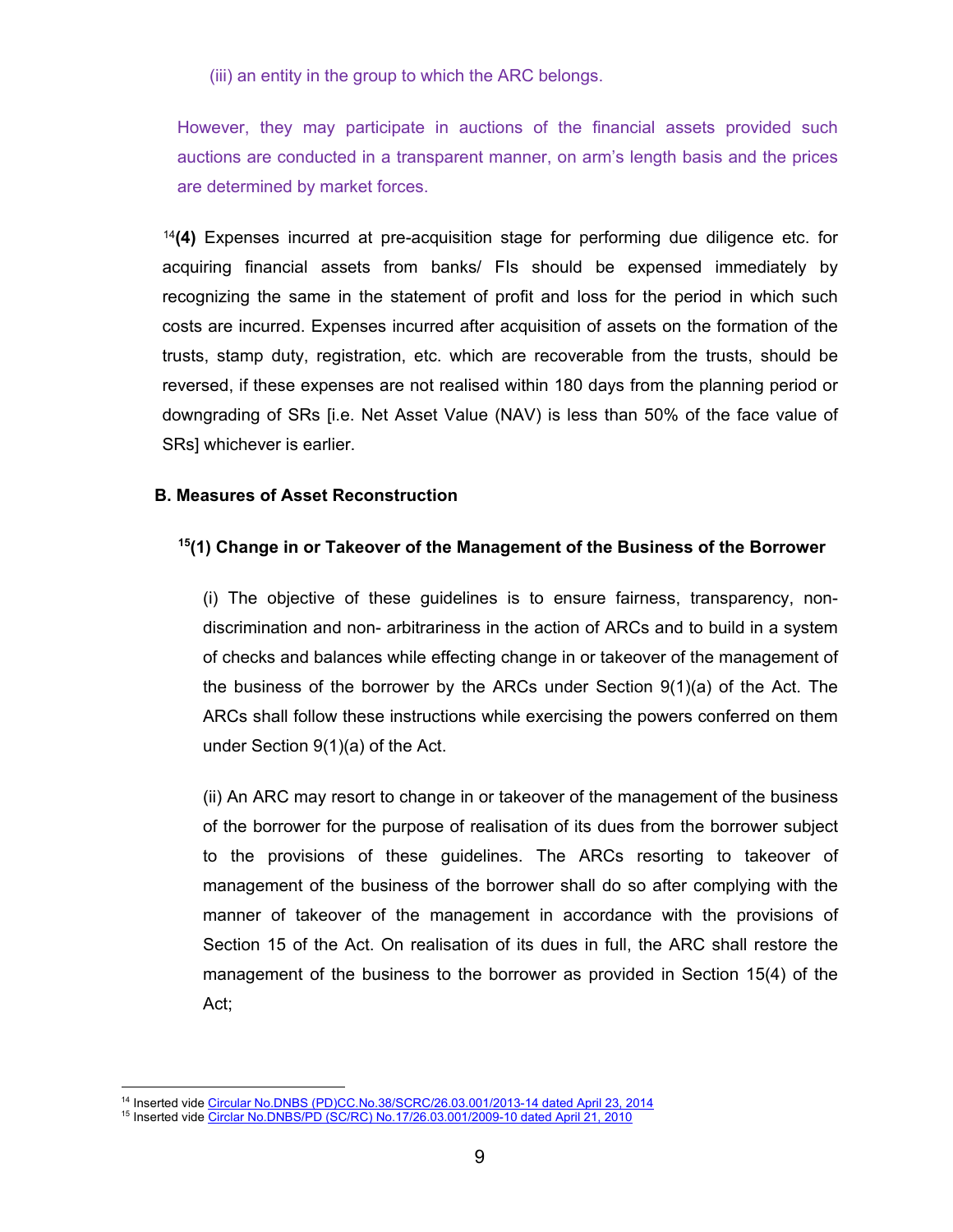(iii) an entity in the group to which the ARC belongs.

However, they may participate in auctions of the financial assets provided such auctions are conducted in a transparent manner, on arm's length basis and the prices are determined by market forces.

[14]**(4)** Expenses incurred at pre-acquisition stage for performing due diligence etc. for acquiring financial assets from banks/ FIs should be expensed immediately by recognizing the same in the statement of profit and loss for the period in which such costs are incurred. Expenses incurred after acquisition of assets on the formation of the trusts, stamp duty, registration, etc. which are recoverable from the trusts, should be reversed, if these expenses are not realised within 180 days from the planning period or downgrading of SRs [i.e. Net Asset Value (NAV) is less than 50% of the face value of SRs] whichever is earlier.

**B. Measures of Asset Reconstruction**

**[15](1) Change in or Takeover of the Management of the Business of the Borrower**

(i) The objective of these guidelines is to ensure fairness, transparency, non-discrimination and non- arbitrariness in the action of ARCs and to build in a system of checks and balances while effecting change in or takeover of the management of the business of the borrower by the ARCs under Section 9(1)(a) of the Act. The ARCs shall follow these instructions while exercising the powers conferred on them under Section 9(1)(a) of the Act.

(ii) An ARC may resort to change in or takeover of the management of the business of the borrower for the purpose of realisation of its dues from the borrower subject to the provisions of these guidelines. The ARCs resorting to takeover of management of the business of the borrower shall do so after complying with the manner of takeover of the management in accordance with the provisions of Section 15 of the Act. On realisation of its dues in full, the ARC shall restore the management of the business to the borrower as provided in Section 15(4) of the Act;

---

[14] Inserted vide Circular No.DNBS (PD)CC.No.38/SCRC/26.03.001/2013-14 dated April 23, 2014

[15] Inserted vide Circlar No.DNBS/PD (SC/RC) No.17/26.03.001/2009-10 dated April 21, 2010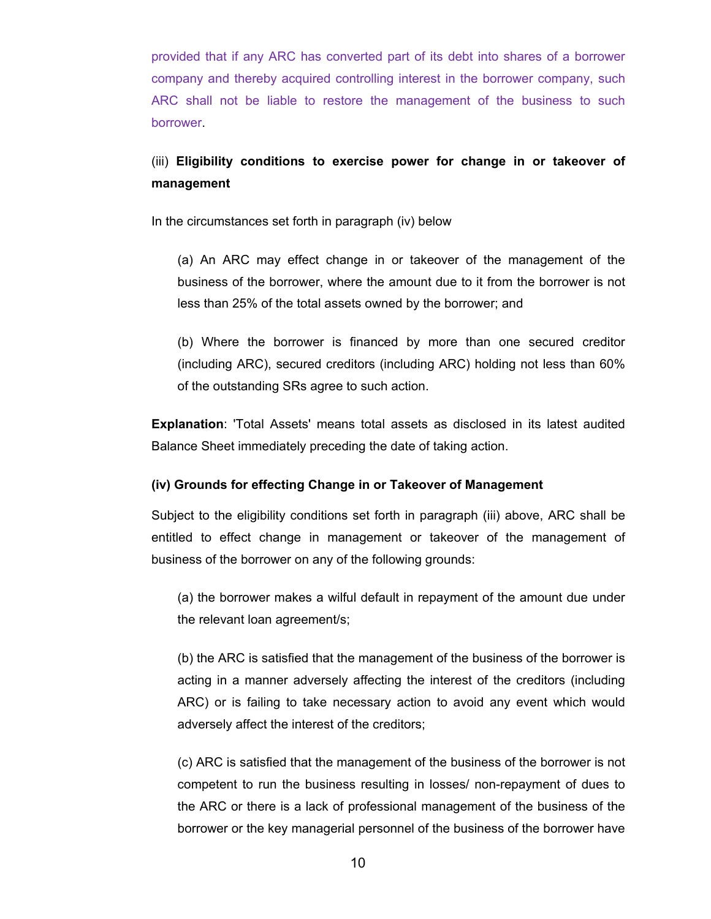provided that if any ARC has converted part of its debt into shares of a borrower company and thereby acquired controlling interest in the borrower company, such ARC shall not be liable to restore the management of the business to such borrower.

(iii) **Eligibility conditions to exercise power for change in or takeover of management**

In the circumstances set forth in paragraph (iv) below

(a) An ARC may effect change in or takeover of the management of the business of the borrower, where the amount due to it from the borrower is not less than 25% of the total assets owned by the borrower; and

(b) Where the borrower is financed by more than one secured creditor (including ARC), secured creditors (including ARC) holding not less than 60% of the outstanding SRs agree to such action.

**Explanation**: 'Total Assets' means total assets as disclosed in its latest audited Balance Sheet immediately preceding the date of taking action.

**(iv) Grounds for effecting Change in or Takeover of Management**

Subject to the eligibility conditions set forth in paragraph (iii) above, ARC shall be entitled to effect change in management or takeover of the management of business of the borrower on any of the following grounds:

(a) the borrower makes a wilful default in repayment of the amount due under the relevant loan agreement/s;

(b) the ARC is satisfied that the management of the business of the borrower is acting in a manner adversely affecting the interest of the creditors (including ARC) or is failing to take necessary action to avoid any event which would adversely affect the interest of the creditors;

(c) ARC is satisfied that the management of the business of the borrower is not competent to run the business resulting in losses/ non-repayment of dues to the ARC or there is a lack of professional management of the business of the borrower or the key managerial personnel of the business of the borrower have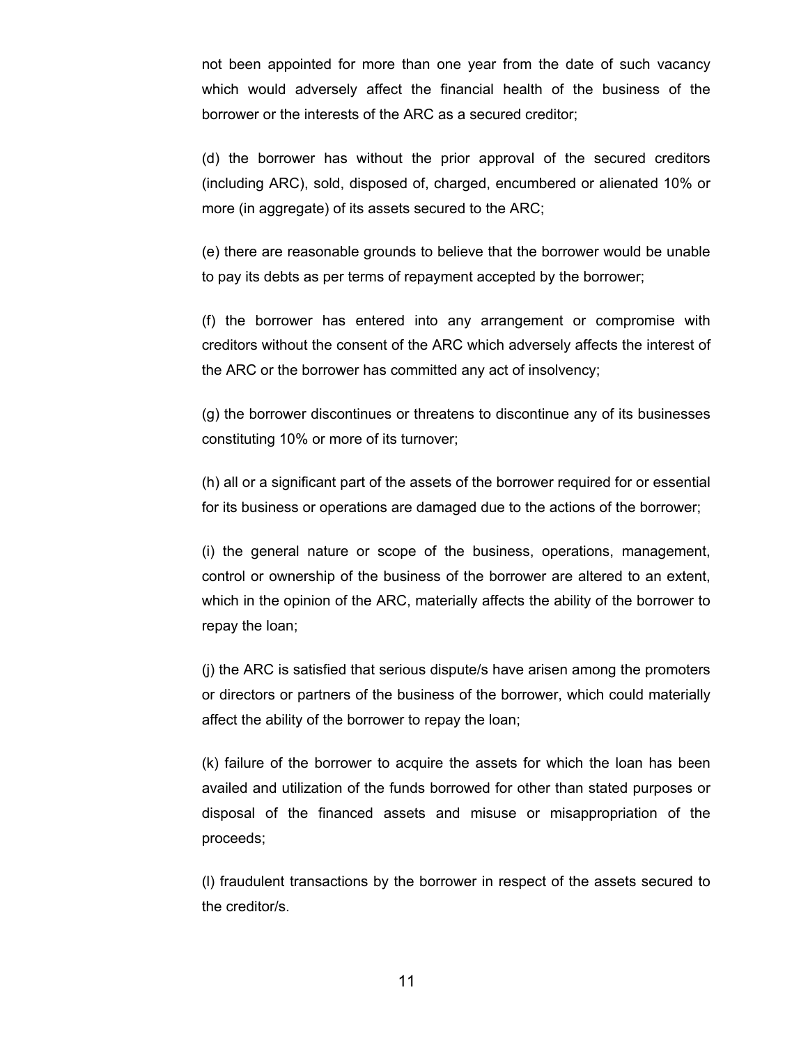not been appointed for more than one year from the date of such vacancy which would adversely affect the financial health of the business of the borrower or the interests of the ARC as a secured creditor;

(d) the borrower has without the prior approval of the secured creditors (including ARC), sold, disposed of, charged, encumbered or alienated 10% or more (in aggregate) of its assets secured to the ARC;

(e) there are reasonable grounds to believe that the borrower would be unable to pay its debts as per terms of repayment accepted by the borrower;

(f) the borrower has entered into any arrangement or compromise with creditors without the consent of the ARC which adversely affects the interest of the ARC or the borrower has committed any act of insolvency;

(g) the borrower discontinues or threatens to discontinue any of its businesses constituting 10% or more of its turnover;

(h) all or a significant part of the assets of the borrower required for or essential for its business or operations are damaged due to the actions of the borrower;

(i) the general nature or scope of the business, operations, management, control or ownership of the business of the borrower are altered to an extent, which in the opinion of the ARC, materially affects the ability of the borrower to repay the loan;

(j) the ARC is satisfied that serious dispute/s have arisen among the promoters or directors or partners of the business of the borrower, which could materially affect the ability of the borrower to repay the loan;

(k) failure of the borrower to acquire the assets for which the loan has been availed and utilization of the funds borrowed for other than stated purposes or disposal of the financed assets and misuse or misappropriation of the proceeds;

(l) fraudulent transactions by the borrower in respect of the assets secured to the creditor/s.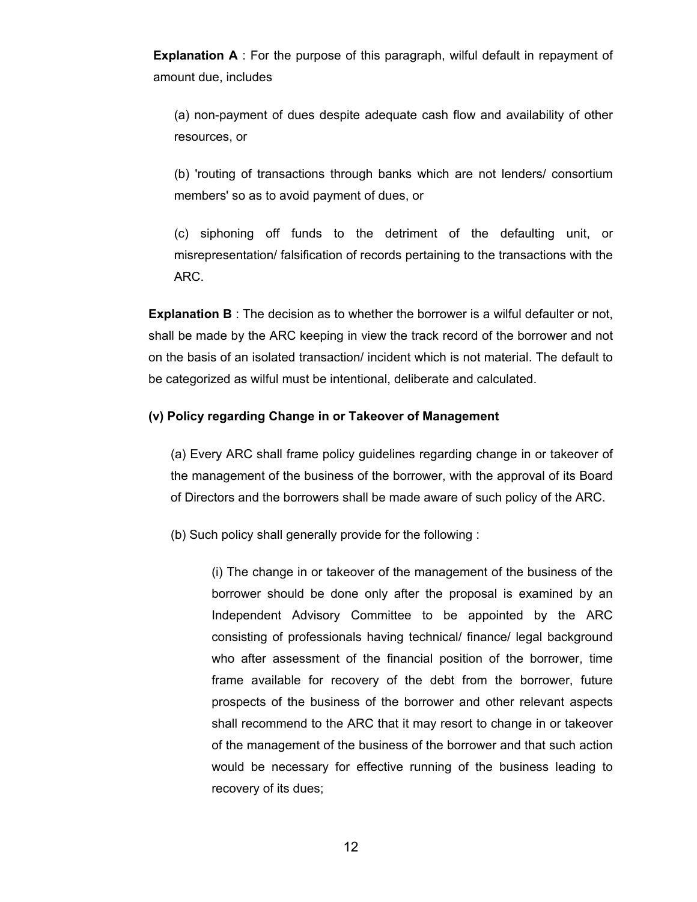**Explanation A** : For the purpose of this paragraph, wilful default in repayment of amount due, includes

(a) non-payment of dues despite adequate cash flow and availability of other resources, or

(b) 'routing of transactions through banks which are not lenders/ consortium members' so as to avoid payment of dues, or

(c) siphoning off funds to the detriment of the defaulting unit, or misrepresentation/ falsification of records pertaining to the transactions with the ARC.

**Explanation B** : The decision as to whether the borrower is a wilful defaulter or not, shall be made by the ARC keeping in view the track record of the borrower and not on the basis of an isolated transaction/ incident which is not material. The default to be categorized as wilful must be intentional, deliberate and calculated.

**(v) Policy regarding Change in or Takeover of Management**

(a) Every ARC shall frame policy guidelines regarding change in or takeover of the management of the business of the borrower, with the approval of its Board of Directors and the borrowers shall be made aware of such policy of the ARC.

(b) Such policy shall generally provide for the following :

(i) The change in or takeover of the management of the business of the borrower should be done only after the proposal is examined by an Independent Advisory Committee to be appointed by the ARC consisting of professionals having technical/ finance/ legal background who after assessment of the financial position of the borrower, time frame available for recovery of the debt from the borrower, future prospects of the business of the borrower and other relevant aspects shall recommend to the ARC that it may resort to change in or takeover of the management of the business of the borrower and that such action would be necessary for effective running of the business leading to recovery of its dues;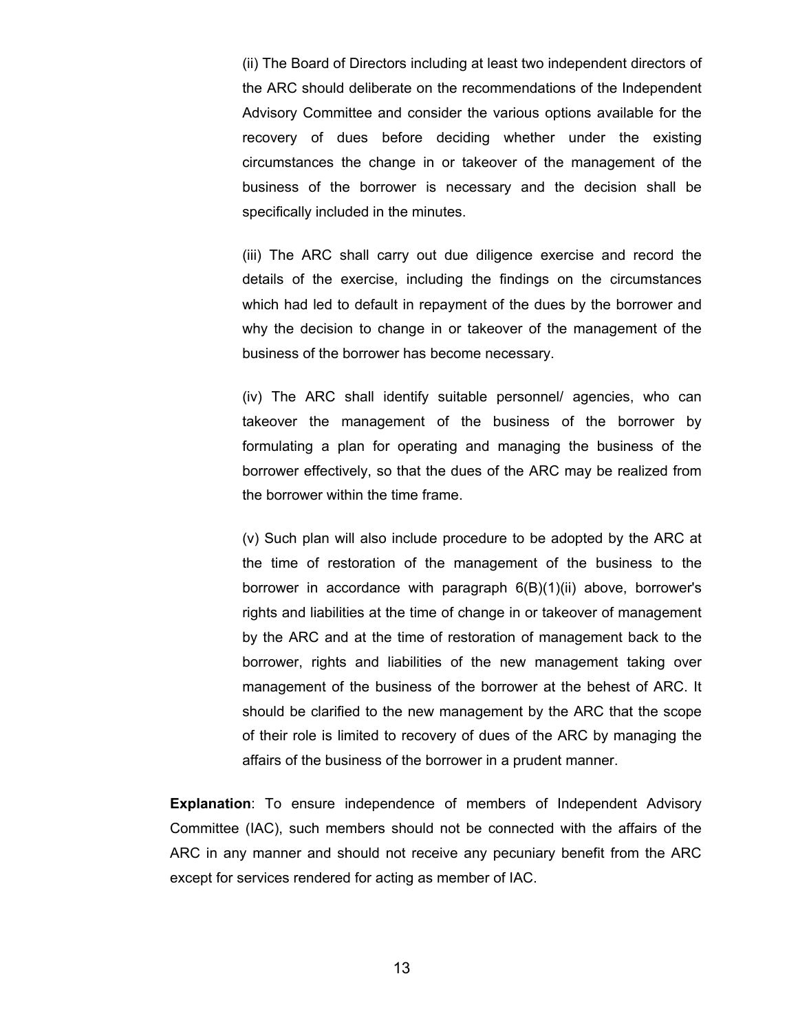(ii) The Board of Directors including at least two independent directors of the ARC should deliberate on the recommendations of the Independent Advisory Committee and consider the various options available for the recovery of dues before deciding whether under the existing circumstances the change in or takeover of the management of the business of the borrower is necessary and the decision shall be specifically included in the minutes.

(iii) The ARC shall carry out due diligence exercise and record the details of the exercise, including the findings on the circumstances which had led to default in repayment of the dues by the borrower and why the decision to change in or takeover of the management of the business of the borrower has become necessary.

(iv) The ARC shall identify suitable personnel/ agencies, who can takeover the management of the business of the borrower by formulating a plan for operating and managing the business of the borrower effectively, so that the dues of the ARC may be realized from the borrower within the time frame.

(v) Such plan will also include procedure to be adopted by the ARC at the time of restoration of the management of the business to the borrower in accordance with paragraph 6(B)(1)(ii) above, borrower's rights and liabilities at the time of change in or takeover of management by the ARC and at the time of restoration of management back to the borrower, rights and liabilities of the new management taking over management of the business of the borrower at the behest of ARC. It should be clarified to the new management by the ARC that the scope of their role is limited to recovery of dues of the ARC by managing the affairs of the business of the borrower in a prudent manner.

**Explanation**: To ensure independence of members of Independent Advisory Committee (IAC), such members should not be connected with the affairs of the ARC in any manner and should not receive any pecuniary benefit from the ARC except for services rendered for acting as member of IAC.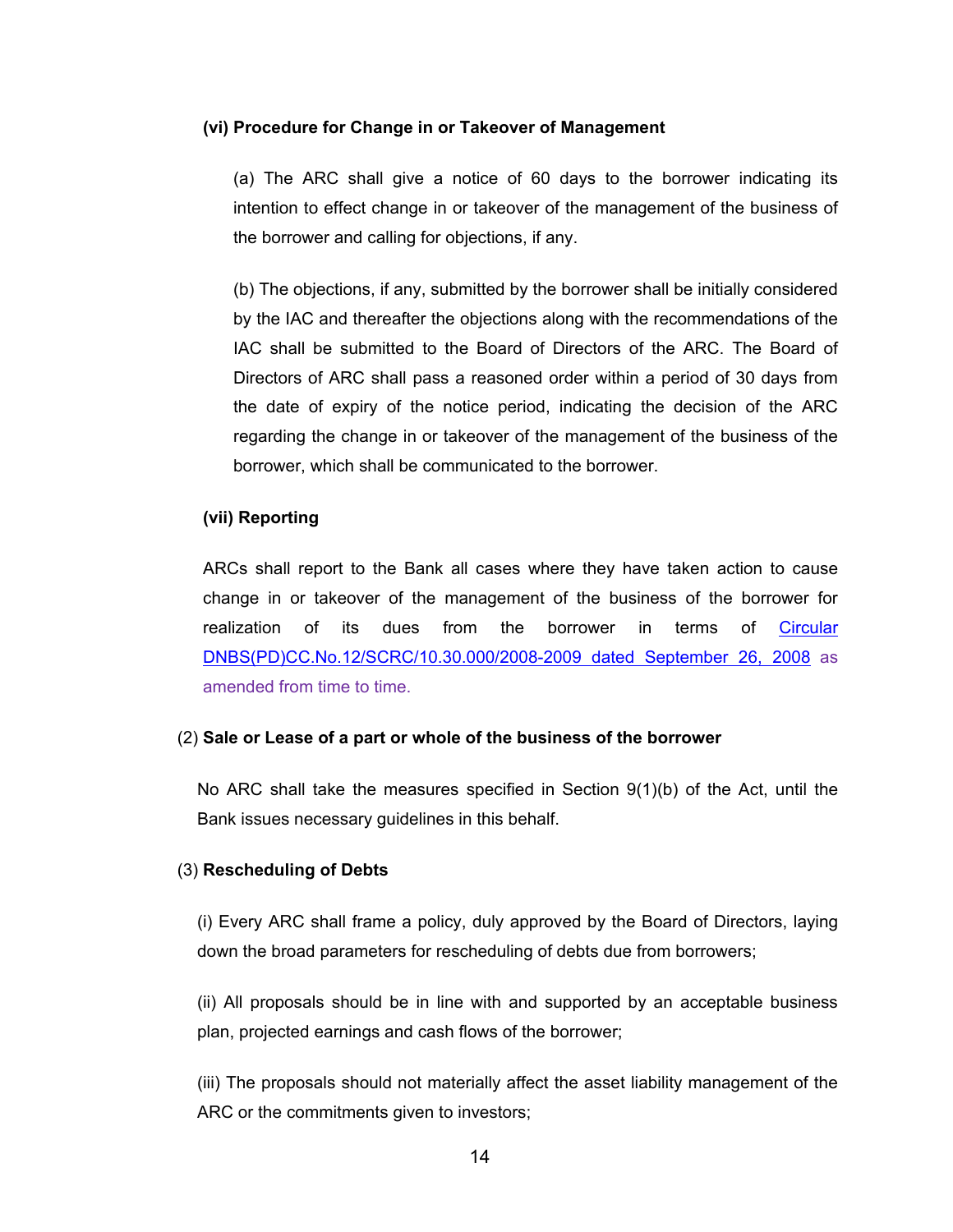**(vi) Procedure for Change in or Takeover of Management**

(a) The ARC shall give a notice of 60 days to the borrower indicating its intention to effect change in or takeover of the management of the business of the borrower and calling for objections, if any.

(b) The objections, if any, submitted by the borrower shall be initially considered by the IAC and thereafter the objections along with the recommendations of the IAC shall be submitted to the Board of Directors of the ARC. The Board of Directors of ARC shall pass a reasoned order within a period of 30 days from the date of expiry of the notice period, indicating the decision of the ARC regarding the change in or takeover of the management of the business of the borrower, which shall be communicated to the borrower.

**(vii) Reporting**

ARCs shall report to the Bank all cases where they have taken action to cause change in or takeover of the management of the business of the borrower for realization of its dues from the borrower in terms of Circular DNBS(PD)CC.No.12/SCRC/10.30.000/2008-2009 dated September 26, 2008 as amended from time to time.

(2) **Sale or Lease of a part or whole of the business of the borrower**

No ARC shall take the measures specified in Section 9(1)(b) of the Act, until the Bank issues necessary guidelines in this behalf.

(3) **Rescheduling of Debts**

(i) Every ARC shall frame a policy, duly approved by the Board of Directors, laying down the broad parameters for rescheduling of debts due from borrowers;

(ii) All proposals should be in line with and supported by an acceptable business plan, projected earnings and cash flows of the borrower;

(iii) The proposals should not materially affect the asset liability management of the ARC or the commitments given to investors;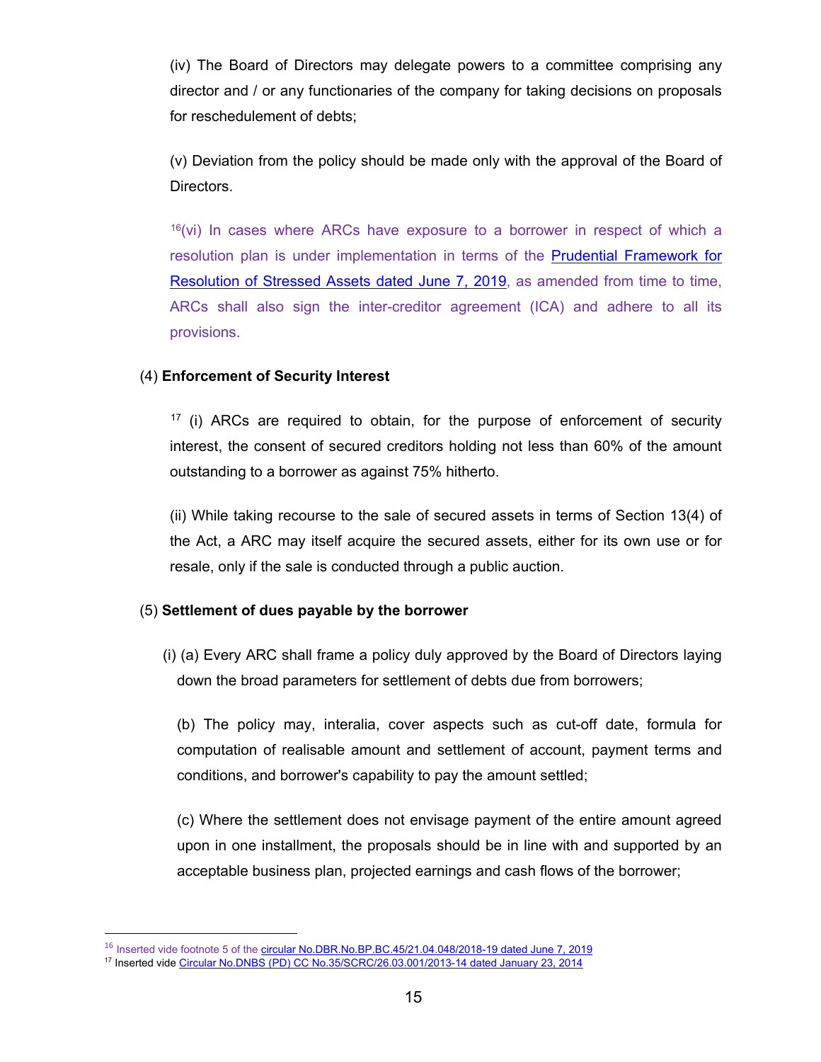(iv) The Board of Directors may delegate powers to a committee comprising any director and / or any functionaries of the company for taking decisions on proposals for reschedulement of debts;

(v) Deviation from the policy should be made only with the approval of the Board of Directors.

[16](vi) In cases where ARCs have exposure to a borrower in respect of which a resolution plan is under implementation in terms of the Prudential Framework for Resolution of Stressed Assets dated June 7, 2019, as amended from time to time, ARCs shall also sign the inter-creditor agreement (ICA) and adhere to all its provisions.

(4) **Enforcement of Security Interest**

[17] (i) ARCs are required to obtain, for the purpose of enforcement of security interest, the consent of secured creditors holding not less than 60% of the amount outstanding to a borrower as against 75% hitherto.

(ii) While taking recourse to the sale of secured assets in terms of Section 13(4) of the Act, a ARC may itself acquire the secured assets, either for its own use or for resale, only if the sale is conducted through a public auction.

(5) **Settlement of dues payable by the borrower**

(i) (a) Every ARC shall frame a policy duly approved by the Board of Directors laying down the broad parameters for settlement of debts due from borrowers;

(b) The policy may, interalia, cover aspects such as cut-off date, formula for computation of realisable amount and settlement of account, payment terms and conditions, and borrower's capability to pay the amount settled;

(c) Where the settlement does not envisage payment of the entire amount agreed upon in one installment, the proposals should be in line with and supported by an acceptable business plan, projected earnings and cash flows of the borrower;

---

[16] Inserted vide footnote 5 of the circular No.DBR.No.BP.BC.45/21.04.048/2018-19 dated June 7, 2019

[17] Inserted vide Circular No.DNBS (PD) CC No.35/SCRC/26.03.001/2013-14 dated January 23, 2014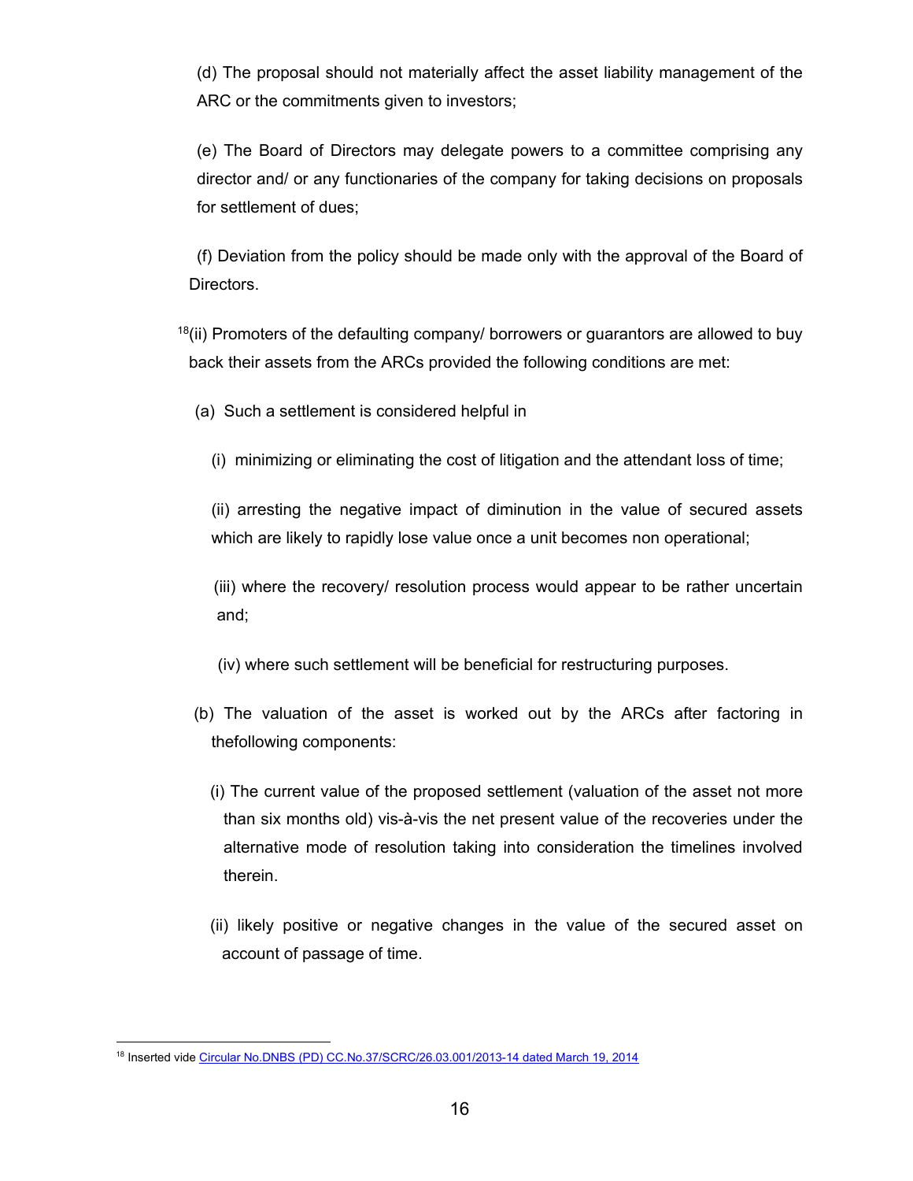(d) The proposal should not materially affect the asset liability management of the ARC or the commitments given to investors;

(e) The Board of Directors may delegate powers to a committee comprising any director and/ or any functionaries of the company for taking decisions on proposals for settlement of dues;

(f) Deviation from the policy should be made only with the approval of the Board of Directors.

[18](ii) Promoters of the defaulting company/ borrowers or guarantors are allowed to buy back their assets from the ARCs provided the following conditions are met:

(a) Such a settlement is considered helpful in

(i) minimizing or eliminating the cost of litigation and the attendant loss of time;

(ii) arresting the negative impact of diminution in the value of secured assets which are likely to rapidly lose value once a unit becomes non operational;

(iii) where the recovery/ resolution process would appear to be rather uncertain and;

(iv) where such settlement will be beneficial for restructuring purposes.

(b) The valuation of the asset is worked out by the ARCs after factoring in thefollowing components:

(i) The current value of the proposed settlement (valuation of the asset not more than six months old) vis-à-vis the net present value of the recoveries under the alternative mode of resolution taking into consideration the timelines involved therein.

(ii) likely positive or negative changes in the value of the secured asset on account of passage of time.

---

[18] Inserted vide Circular No.DNBS (PD) CC.No.37/SCRC/26.03.001/2013-14 dated March 19, 2014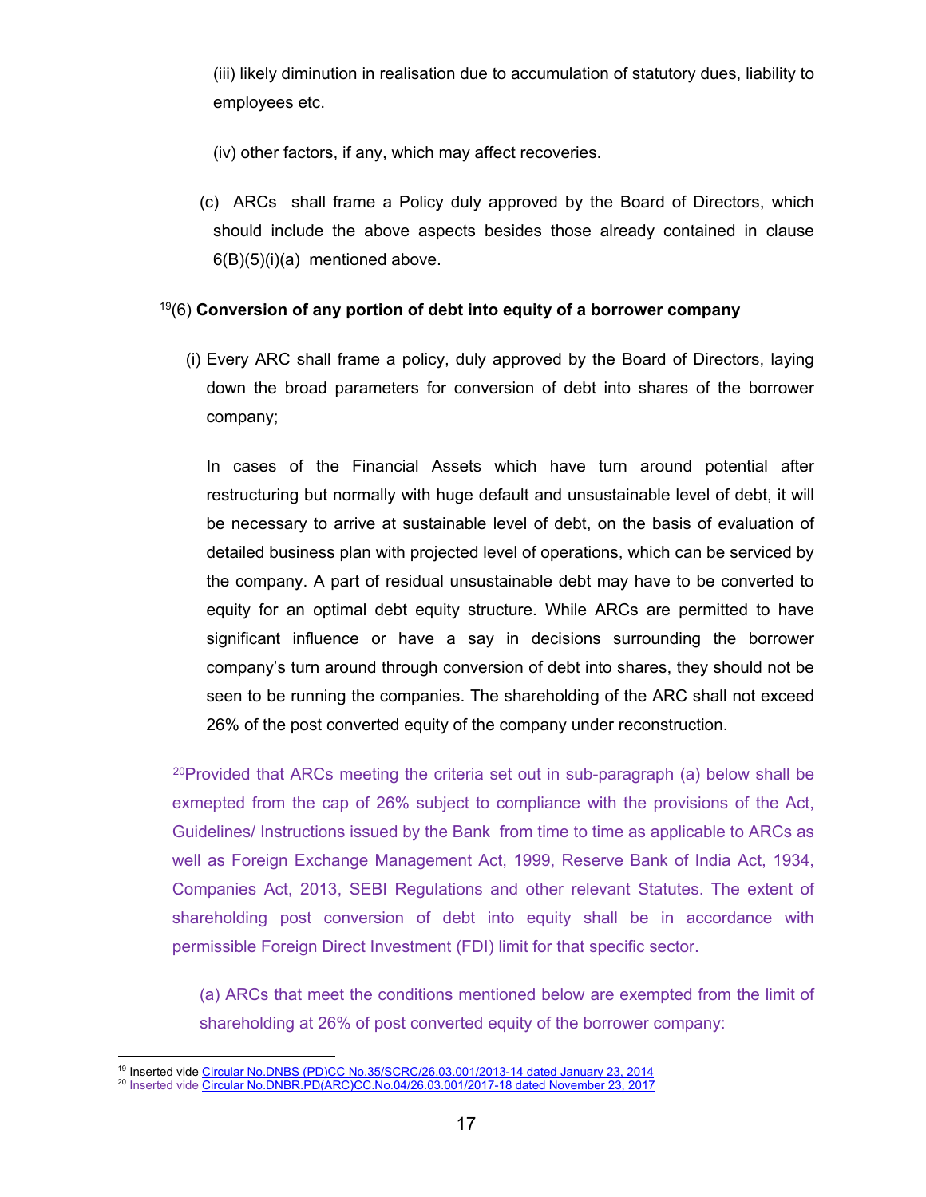(iii) likely diminution in realisation due to accumulation of statutory dues, liability to employees etc.

(iv) other factors, if any, which may affect recoveries.

(c) ARCs shall frame a Policy duly approved by the Board of Directors, which should include the above aspects besides those already contained in clause 6(B)(5)(i)(a) mentioned above.

[19](6) **Conversion of any portion of debt into equity of a borrower company**

(i) Every ARC shall frame a policy, duly approved by the Board of Directors, laying down the broad parameters for conversion of debt into shares of the borrower company;

In cases of the Financial Assets which have turn around potential after restructuring but normally with huge default and unsustainable level of debt, it will be necessary to arrive at sustainable level of debt, on the basis of evaluation of detailed business plan with projected level of operations, which can be serviced by the company. A part of residual unsustainable debt may have to be converted to equity for an optimal debt equity structure. While ARCs are permitted to have significant influence or have a say in decisions surrounding the borrower company's turn around through conversion of debt into shares, they should not be seen to be running the companies. The shareholding of the ARC shall not exceed 26% of the post converted equity of the company under reconstruction.

[20]Provided that ARCs meeting the criteria set out in sub-paragraph (a) below shall be exmepted from the cap of 26% subject to compliance with the provisions of the Act, Guidelines/ Instructions issued by the Bank from time to time as applicable to ARCs as well as Foreign Exchange Management Act, 1999, Reserve Bank of India Act, 1934, Companies Act, 2013, SEBI Regulations and other relevant Statutes. The extent of shareholding post conversion of debt into equity shall be in accordance with permissible Foreign Direct Investment (FDI) limit for that specific sector.

(a) ARCs that meet the conditions mentioned below are exempted from the limit of shareholding at 26% of post converted equity of the borrower company:

---

[19] Inserted vide Circular No.DNBS (PD)CC No.35/SCRC/26.03.001/2013-14 dated January 23, 2014

[20] Inserted vide Circular No.DNBR.PD(ARC)CC.No.04/26.03.001/2017-18 dated November 23, 2017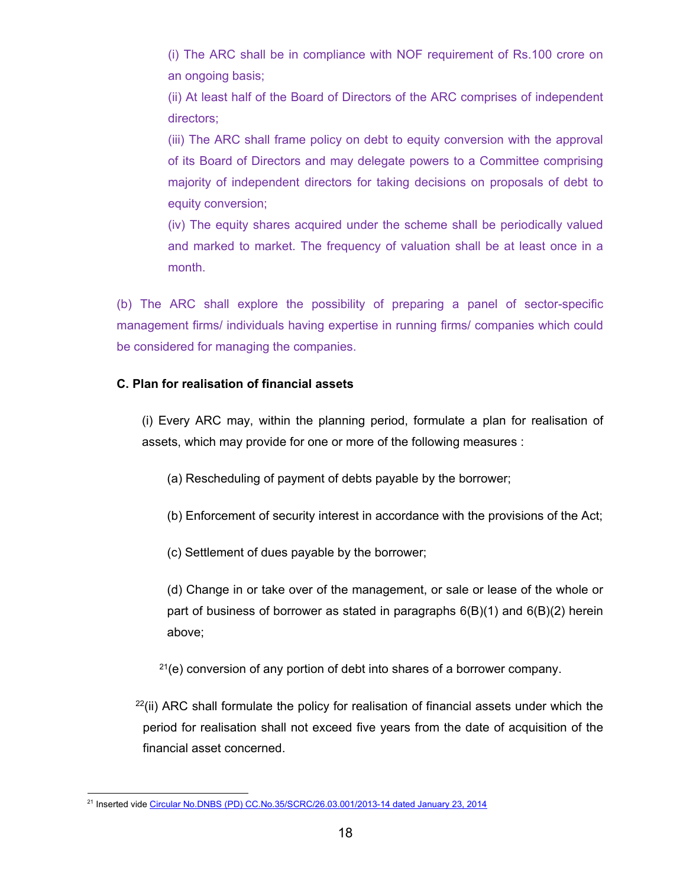(i) The ARC shall be in compliance with NOF requirement of Rs.100 crore on an ongoing basis;

(ii) At least half of the Board of Directors of the ARC comprises of independent directors;

(iii) The ARC shall frame policy on debt to equity conversion with the approval of its Board of Directors and may delegate powers to a Committee comprising majority of independent directors for taking decisions on proposals of debt to equity conversion;

(iv) The equity shares acquired under the scheme shall be periodically valued and marked to market. The frequency of valuation shall be at least once in a month.

(b) The ARC shall explore the possibility of preparing a panel of sector-specific management firms/ individuals having expertise in running firms/ companies which could be considered for managing the companies.

**C. Plan for realisation of financial assets**

(i) Every ARC may, within the planning period, formulate a plan for realisation of assets, which may provide for one or more of the following measures :

(a) Rescheduling of payment of debts payable by the borrower;

(b) Enforcement of security interest in accordance with the provisions of the Act;

(c) Settlement of dues payable by the borrower;

(d) Change in or take over of the management, or sale or lease of the whole or part of business of borrower as stated in paragraphs 6(B)(1) and 6(B)(2) herein above;

[21](e) conversion of any portion of debt into shares of a borrower company.

[22](ii) ARC shall formulate the policy for realisation of financial assets under which the period for realisation shall not exceed five years from the date of acquisition of the financial asset concerned.

---

[21] Inserted vide Circular No.DNBS (PD) CC.No.35/SCRC/26.03.001/2013-14 dated January 23, 2014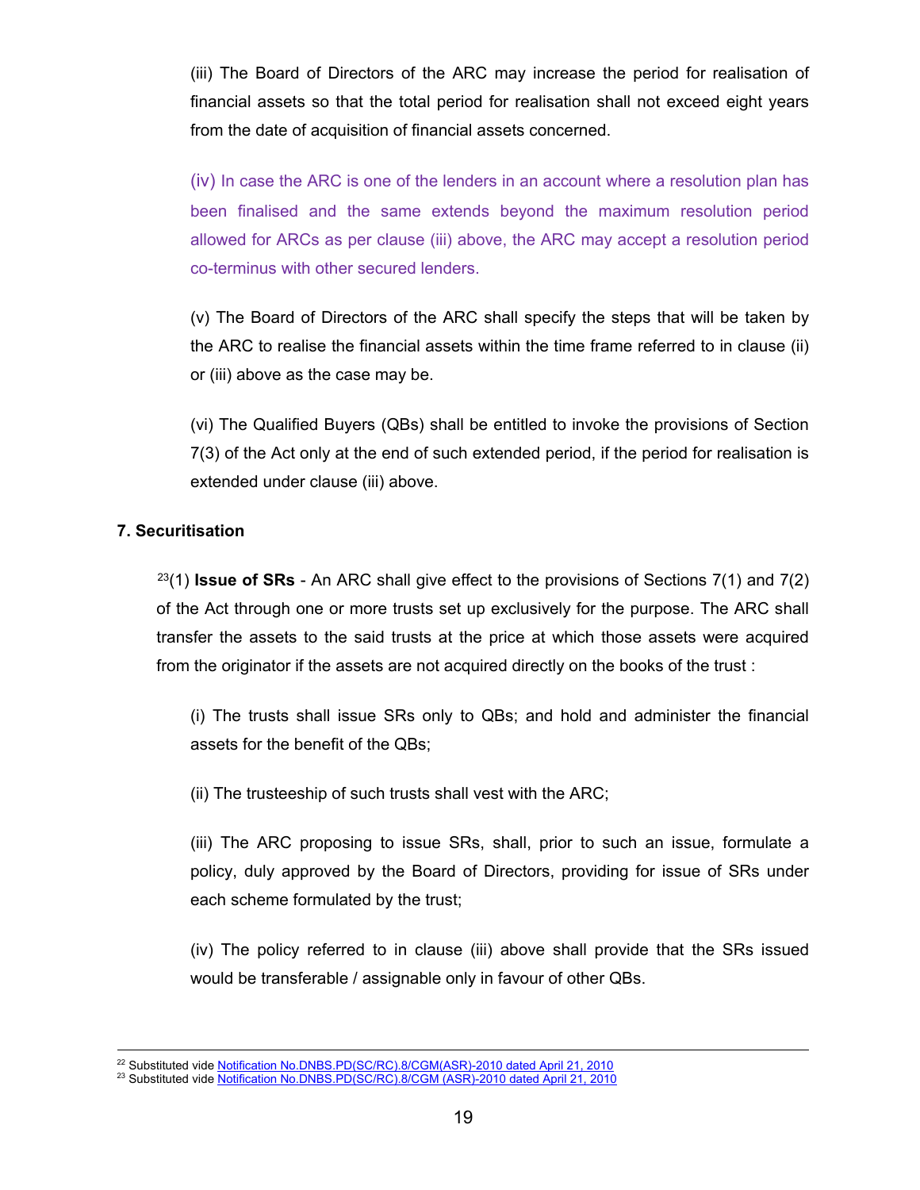(iii) The Board of Directors of the ARC may increase the period for realisation of financial assets so that the total period for realisation shall not exceed eight years from the date of acquisition of financial assets concerned.

(iv) In case the ARC is one of the lenders in an account where a resolution plan has been finalised and the same extends beyond the maximum resolution period allowed for ARCs as per clause (iii) above, the ARC may accept a resolution period co-terminus with other secured lenders.

(v) The Board of Directors of the ARC shall specify the steps that will be taken by the ARC to realise the financial assets within the time frame referred to in clause (ii) or (iii) above as the case may be.

(vi) The Qualified Buyers (QBs) shall be entitled to invoke the provisions of Section 7(3) of the Act only at the end of such extended period, if the period for realisation is extended under clause (iii) above.

**7. Securitisation**

[23](1) **Issue of SRs** - An ARC shall give effect to the provisions of Sections 7(1) and 7(2) of the Act through one or more trusts set up exclusively for the purpose. The ARC shall transfer the assets to the said trusts at the price at which those assets were acquired from the originator if the assets are not acquired directly on the books of the trust :

(i) The trusts shall issue SRs only to QBs; and hold and administer the financial assets for the benefit of the QBs;

(ii) The trusteeship of such trusts shall vest with the ARC;

(iii) The ARC proposing to issue SRs, shall, prior to such an issue, formulate a policy, duly approved by the Board of Directors, providing for issue of SRs under each scheme formulated by the trust;

(iv) The policy referred to in clause (iii) above shall provide that the SRs issued would be transferable / assignable only in favour of other QBs.

---

[22] Substituted vide Notification No.DNBS.PD(SC/RC).8/CGM(ASR)-2010 dated April 21, 2010
[23] Substituted vide Notification No.DNBS.PD(SC/RC).8/CGM (ASR)-2010 dated April 21, 2010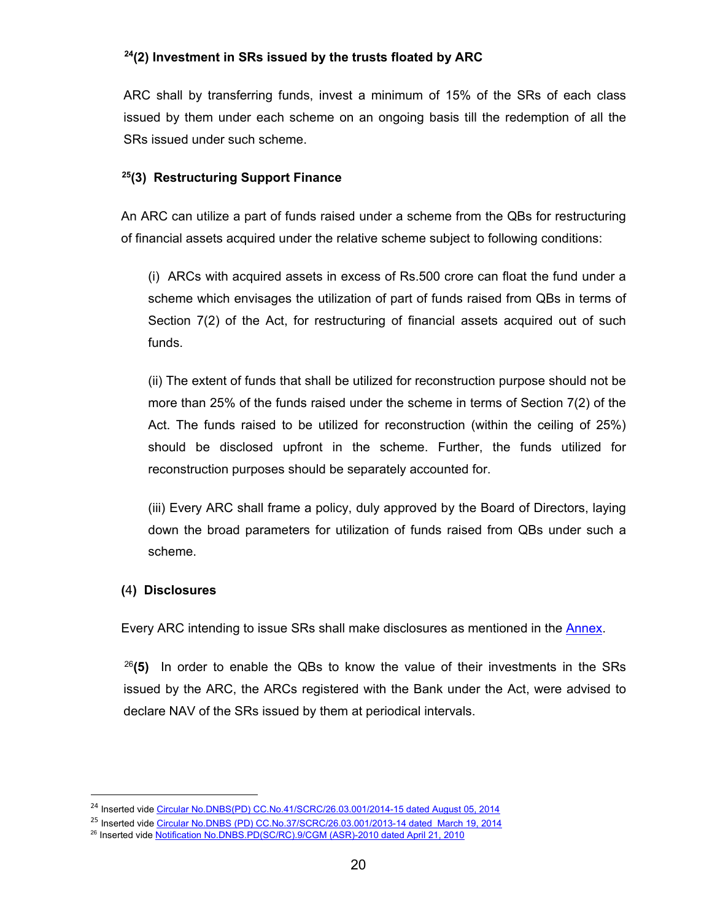**[24](2) Investment in SRs issued by the trusts floated by ARC**

ARC shall by transferring funds, invest a minimum of 15% of the SRs of each class issued by them under each scheme on an ongoing basis till the redemption of all the SRs issued under such scheme.

**[25](3) Restructuring Support Finance**

An ARC can utilize a part of funds raised under a scheme from the QBs for restructuring of financial assets acquired under the relative scheme subject to following conditions:

(i) ARCs with acquired assets in excess of Rs.500 crore can float the fund under a scheme which envisages the utilization of part of funds raised from QBs in terms of Section 7(2) of the Act, for restructuring of financial assets acquired out of such funds.

(ii) The extent of funds that shall be utilized for reconstruction purpose should not be more than 25% of the funds raised under the scheme in terms of Section 7(2) of the Act. The funds raised to be utilized for reconstruction (within the ceiling of 25%) should be disclosed upfront in the scheme. Further, the funds utilized for reconstruction purposes should be separately accounted for.

(iii) Every ARC shall frame a policy, duly approved by the Board of Directors, laying down the broad parameters for utilization of funds raised from QBs under such a scheme.

**(4) Disclosures**

Every ARC intending to issue SRs shall make disclosures as mentioned in the Annex.

[26]**(5)** In order to enable the QBs to know the value of their investments in the SRs issued by the ARC, the ARCs registered with the Bank under the Act, were advised to declare NAV of the SRs issued by them at periodical intervals.

---

[24] Inserted vide Circular No.DNBS(PD) CC.No.41/SCRC/26.03.001/2014-15 dated August 05, 2014

[25] Inserted vide Circular No.DNBS (PD) CC.No.37/SCRC/26.03.001/2013-14 dated March 19, 2014

[26] Inserted vide Notification No.DNBS.PD(SC/RC).9/CGM (ASR)-2010 dated April 21, 2010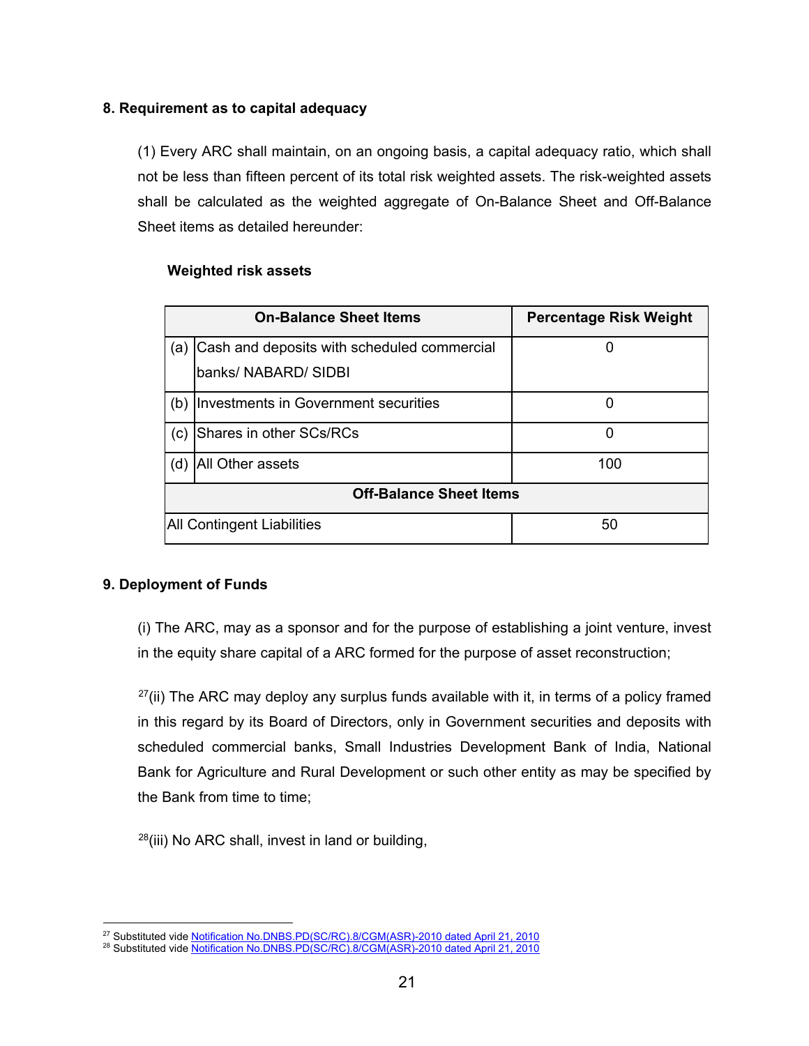**8. Requirement as to capital adequacy**

(1) Every ARC shall maintain, on an ongoing basis, a capital adequacy ratio, which shall not be less than fifteen percent of its total risk weighted assets. The risk-weighted assets shall be calculated as the weighted aggregate of On-Balance Sheet and Off-Balance Sheet items as detailed hereunder:

**Weighted risk assets**

| On-Balance Sheet Items | | Percentage Risk Weight |
|---|---|---|
| (a) | Cash and deposits with scheduled commercial banks/ NABARD/ SIDBI | 0 |
| (b) | Investments in Government securities | 0 |
| (c) | Shares in other SCs/RCs | 0 |
| (d) | All Other assets | 100 |
| **Off-Balance Sheet Items** | | |
| All Contingent Liabilities | | 50 |

**9. Deployment of Funds**

(i) The ARC, may as a sponsor and for the purpose of establishing a joint venture, invest in the equity share capital of a ARC formed for the purpose of asset reconstruction;

[27](ii) The ARC may deploy any surplus funds available with it, in terms of a policy framed in this regard by its Board of Directors, only in Government securities and deposits with scheduled commercial banks, Small Industries Development Bank of India, National Bank for Agriculture and Rural Development or such other entity as may be specified by the Bank from time to time;

[28](iii) No ARC shall, invest in land or building,

---

[27] Substituted vide Notification No.DNBS.PD(SC/RC).8/CGM(ASR)-2010 dated April 21, 2010
[28] Substituted vide Notification No.DNBS.PD(SC/RC).8/CGM(ASR)-2010 dated April 21, 2010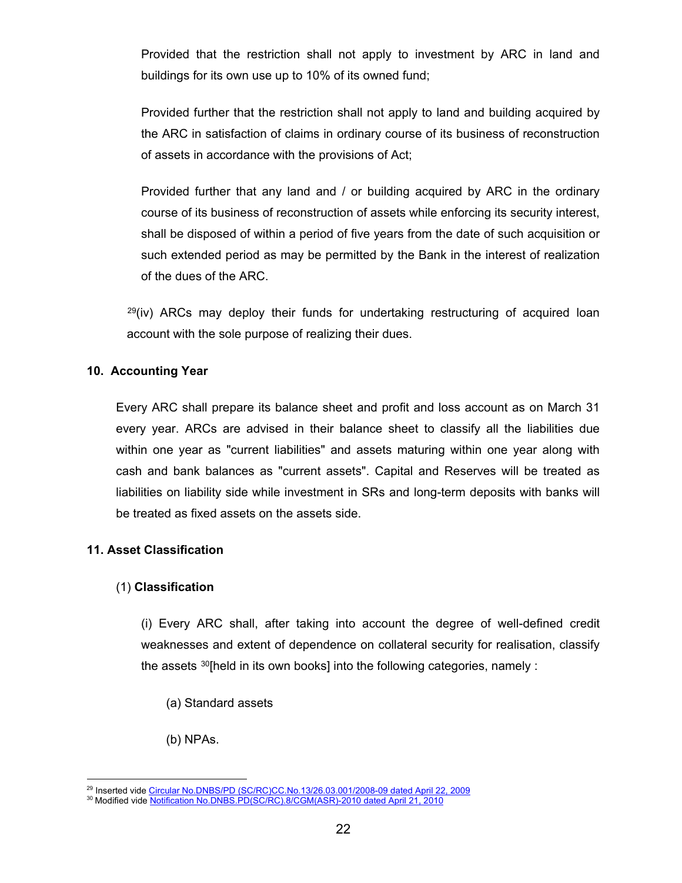Provided that the restriction shall not apply to investment by ARC in land and buildings for its own use up to 10% of its owned fund;

Provided further that the restriction shall not apply to land and building acquired by the ARC in satisfaction of claims in ordinary course of its business of reconstruction of assets in accordance with the provisions of Act;

Provided further that any land and / or building acquired by ARC in the ordinary course of its business of reconstruction of assets while enforcing its security interest, shall be disposed of within a period of five years from the date of such acquisition or such extended period as may be permitted by the Bank in the interest of realization of the dues of the ARC.

[29](iv) ARCs may deploy their funds for undertaking restructuring of acquired loan account with the sole purpose of realizing their dues.

## 10. Accounting Year

Every ARC shall prepare its balance sheet and profit and loss account as on March 31 every year. ARCs are advised in their balance sheet to classify all the liabilities due within one year as "current liabilities" and assets maturing within one year along with cash and bank balances as "current assets". Capital and Reserves will be treated as liabilities on liability side while investment in SRs and long-term deposits with banks will be treated as fixed assets on the assets side.

## 11. Asset Classification

(1) **Classification**

(i) Every ARC shall, after taking into account the degree of well-defined credit weaknesses and extent of dependence on collateral security for realisation, classify the assets [30][held in its own books] into the following categories, namely :

(a) Standard assets

(b) NPAs.

---

[29] Inserted vide Circular No.DNBS/PD (SC/RC)CC.No.13/26.03.001/2008-09 dated April 22, 2009

[30] Modified vide Notification No.DNBS.PD(SC/RC).8/CGM(ASR)-2010 dated April 21, 2010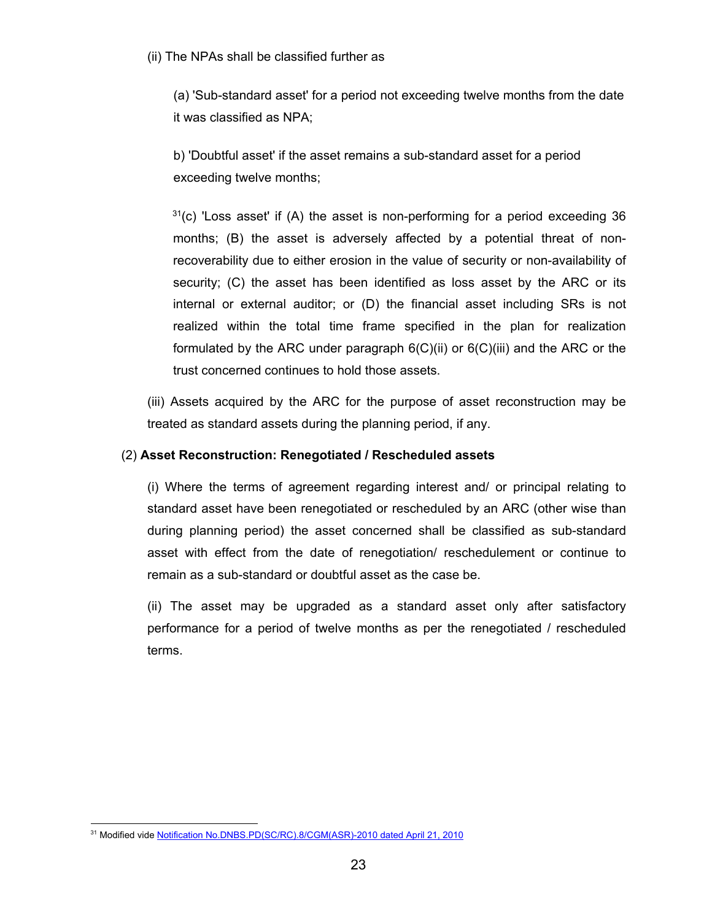(ii) The NPAs shall be classified further as

(a) 'Sub-standard asset' for a period not exceeding twelve months from the date it was classified as NPA;

b) 'Doubtful asset' if the asset remains a sub-standard asset for a period exceeding twelve months;

[31](c) 'Loss asset' if (A) the asset is non-performing for a period exceeding 36 months; (B) the asset is adversely affected by a potential threat of non-recoverability due to either erosion in the value of security or non-availability of security; (C) the asset has been identified as loss asset by the ARC or its internal or external auditor; or (D) the financial asset including SRs is not realized within the total time frame specified in the plan for realization formulated by the ARC under paragraph 6(C)(ii) or 6(C)(iii) and the ARC or the trust concerned continues to hold those assets.

(iii) Assets acquired by the ARC for the purpose of asset reconstruction may be treated as standard assets during the planning period, if any.

(2) **Asset Reconstruction: Renegotiated / Rescheduled assets**

(i) Where the terms of agreement regarding interest and/ or principal relating to standard asset have been renegotiated or rescheduled by an ARC (other wise than during planning period) the asset concerned shall be classified as sub-standard asset with effect from the date of renegotiation/ reschedulement or continue to remain as a sub-standard or doubtful asset as the case be.

(ii) The asset may be upgraded as a standard asset only after satisfactory performance for a period of twelve months as per the renegotiated / rescheduled terms.

---

[31] Modified vide Notification No.DNBS.PD(SC/RC).8/CGM(ASR)-2010 dated April 21, 2010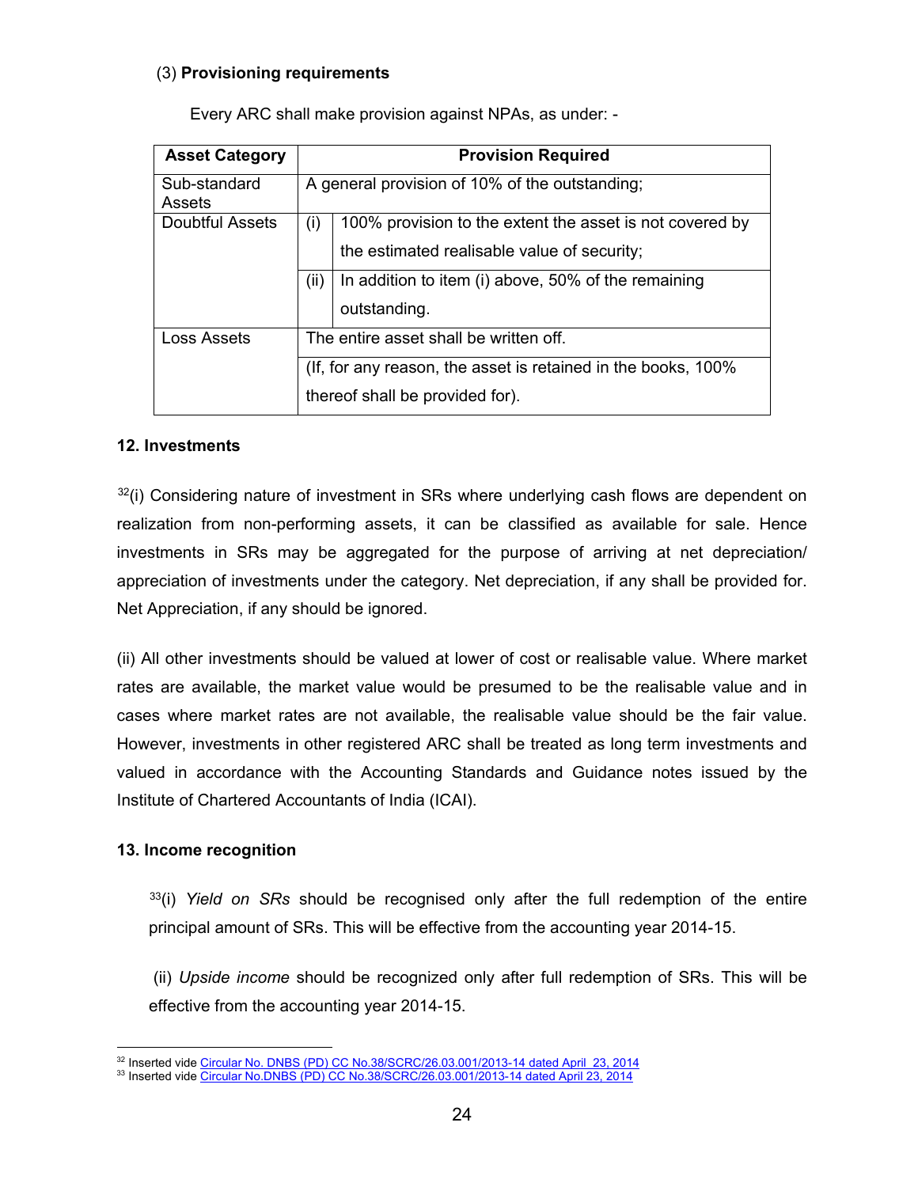(3) **Provisioning requirements**

Every ARC shall make provision against NPAs, as under: -

| Asset Category | Provision Required | |
|---|---|---|
| Sub-standard Assets | A general provision of 10% of the outstanding; | |
| Doubtful Assets | (i) | 100% provision to the extent the asset is not covered by the estimated realisable value of security; |
| | (ii) | In addition to item (i) above, 50% of the remaining outstanding. |
| Loss Assets | The entire asset shall be written off. | |
| | (If, for any reason, the asset is retained in the books, 100% thereof shall be provided for). | |

**12. Investments**

[32](i) Considering nature of investment in SRs where underlying cash flows are dependent on realization from non-performing assets, it can be classified as available for sale. Hence investments in SRs may be aggregated for the purpose of arriving at net depreciation/ appreciation of investments under the category. Net depreciation, if any shall be provided for. Net Appreciation, if any should be ignored.

(ii) All other investments should be valued at lower of cost or realisable value. Where market rates are available, the market value would be presumed to be the realisable value and in cases where market rates are not available, the realisable value should be the fair value. However, investments in other registered ARC shall be treated as long term investments and valued in accordance with the Accounting Standards and Guidance notes issued by the Institute of Chartered Accountants of India (ICAI).

**13. Income recognition**

[33](i) *Yield on SRs* should be recognised only after the full redemption of the entire principal amount of SRs. This will be effective from the accounting year 2014-15.

(ii) *Upside income* should be recognized only after full redemption of SRs. This will be effective from the accounting year 2014-15.

---

[32] Inserted vide Circular No. DNBS (PD) CC No.38/SCRC/26.03.001/2013-14 dated April 23, 2014

[33] Inserted vide Circular No.DNBS (PD) CC No.38/SCRC/26.03.001/2013-14 dated April 23, 2014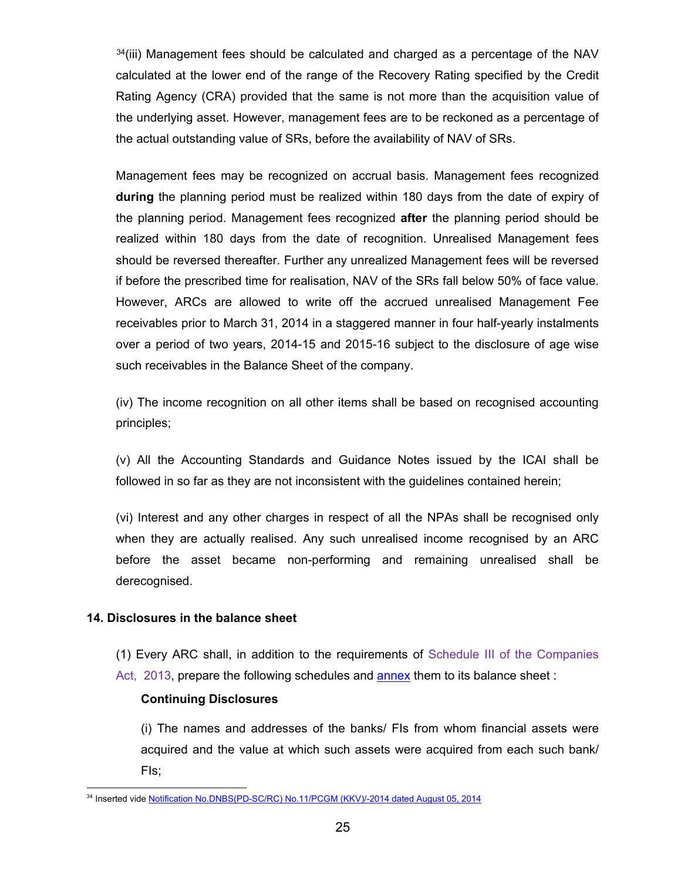[34](iii) Management fees should be calculated and charged as a percentage of the NAV calculated at the lower end of the range of the Recovery Rating specified by the Credit Rating Agency (CRA) provided that the same is not more than the acquisition value of the underlying asset. However, management fees are to be reckoned as a percentage of the actual outstanding value of SRs, before the availability of NAV of SRs.

Management fees may be recognized on accrual basis. Management fees recognized **during** the planning period must be realized within 180 days from the date of expiry of the planning period. Management fees recognized **after** the planning period should be realized within 180 days from the date of recognition. Unrealised Management fees should be reversed thereafter. Further any unrealized Management fees will be reversed if before the prescribed time for realisation, NAV of the SRs fall below 50% of face value. However, ARCs are allowed to write off the accrued unrealised Management Fee receivables prior to March 31, 2014 in a staggered manner in four half-yearly instalments over a period of two years, 2014-15 and 2015-16 subject to the disclosure of age wise such receivables in the Balance Sheet of the company.

(iv) The income recognition on all other items shall be based on recognised accounting principles;

(v) All the Accounting Standards and Guidance Notes issued by the ICAI shall be followed in so far as they are not inconsistent with the guidelines contained herein;

(vi) Interest and any other charges in respect of all the NPAs shall be recognised only when they are actually realised. Any such unrealised income recognised by an ARC before the asset became non-performing and remaining unrealised shall be derecognised.

### 14. Disclosures in the balance sheet

(1) Every ARC shall, in addition to the requirements of Schedule III of the Companies Act, 2013, prepare the following schedules and annex them to its balance sheet :

**Continuing Disclosures**

(i) The names and addresses of the banks/ FIs from whom financial assets were acquired and the value at which such assets were acquired from each such bank/ FIs;

---

[34] Inserted vide Notification No.DNBS(PD-SC/RC) No.11/PCGM (KKV)/-2014 dated August 05, 2014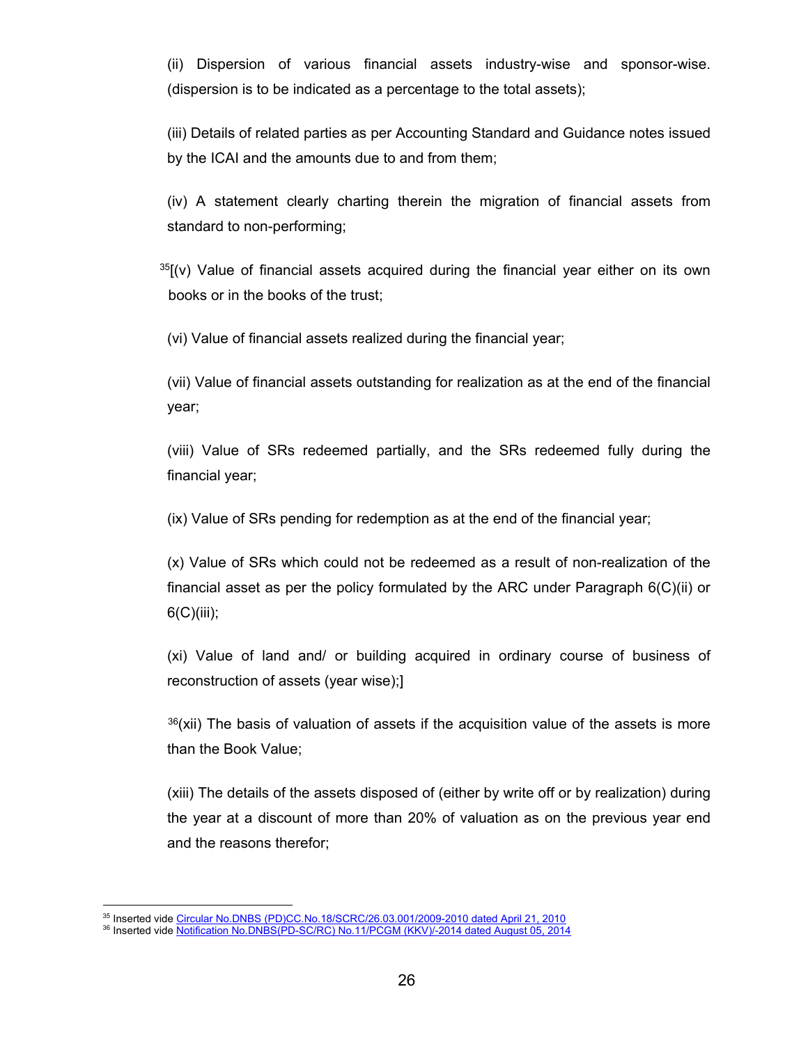(ii) Dispersion of various financial assets industry-wise and sponsor-wise. (dispersion is to be indicated as a percentage to the total assets);

(iii) Details of related parties as per Accounting Standard and Guidance notes issued by the ICAI and the amounts due to and from them;

(iv) A statement clearly charting therein the migration of financial assets from standard to non-performing;

[35][(v) Value of financial assets acquired during the financial year either on its own books or in the books of the trust;

(vi) Value of financial assets realized during the financial year;

(vii) Value of financial assets outstanding for realization as at the end of the financial year;

(viii) Value of SRs redeemed partially, and the SRs redeemed fully during the financial year;

(ix) Value of SRs pending for redemption as at the end of the financial year;

(x) Value of SRs which could not be redeemed as a result of non-realization of the financial asset as per the policy formulated by the ARC under Paragraph 6(C)(ii) or 6(C)(iii);

(xi) Value of land and/ or building acquired in ordinary course of business of reconstruction of assets (year wise);]

[36](xii) The basis of valuation of assets if the acquisition value of the assets is more than the Book Value;

(xiii) The details of the assets disposed of (either by write off or by realization) during the year at a discount of more than 20% of valuation as on the previous year end and the reasons therefor;

---

[35] Inserted vide Circular No.DNBS (PD)CC.No.18/SCRC/26.03.001/2009-2010 dated April 21, 2010

[36] Inserted vide Notification No.DNBS(PD-SC/RC) No.11/PCGM (KKV)/-2014 dated August 05, 2014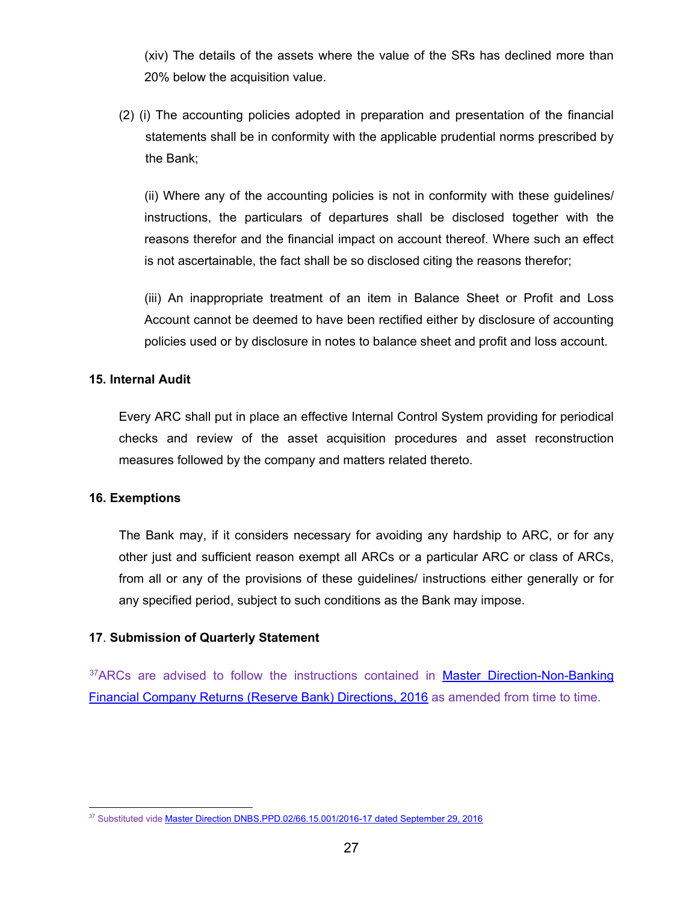(xiv) The details of the assets where the value of the SRs has declined more than 20% below the acquisition value.

(2) (i) The accounting policies adopted in preparation and presentation of the financial statements shall be in conformity with the applicable prudential norms prescribed by the Bank;

(ii) Where any of the accounting policies is not in conformity with these guidelines/ instructions, the particulars of departures shall be disclosed together with the reasons therefor and the financial impact on account thereof. Where such an effect is not ascertainable, the fact shall be so disclosed citing the reasons therefor;

(iii) An inappropriate treatment of an item in Balance Sheet or Profit and Loss Account cannot be deemed to have been rectified either by disclosure of accounting policies used or by disclosure in notes to balance sheet and profit and loss account.

**15. Internal Audit**

Every ARC shall put in place an effective Internal Control System providing for periodical checks and review of the asset acquisition procedures and asset reconstruction measures followed by the company and matters related thereto.

**16. Exemptions**

The Bank may, if it considers necessary for avoiding any hardship to ARC, or for any other just and sufficient reason exempt all ARCs or a particular ARC or class of ARCs, from all or any of the provisions of these guidelines/ instructions either generally or for any specified period, subject to such conditions as the Bank may impose.

**17. Submission of Quarterly Statement**

[37]ARCs are advised to follow the instructions contained in Master Direction-Non-Banking Financial Company Returns (Reserve Bank) Directions, 2016 as amended from time to time.

---

[37] Substituted vide Master Direction DNBS.PPD.02/66.15.001/2016-17 dated September 29, 2016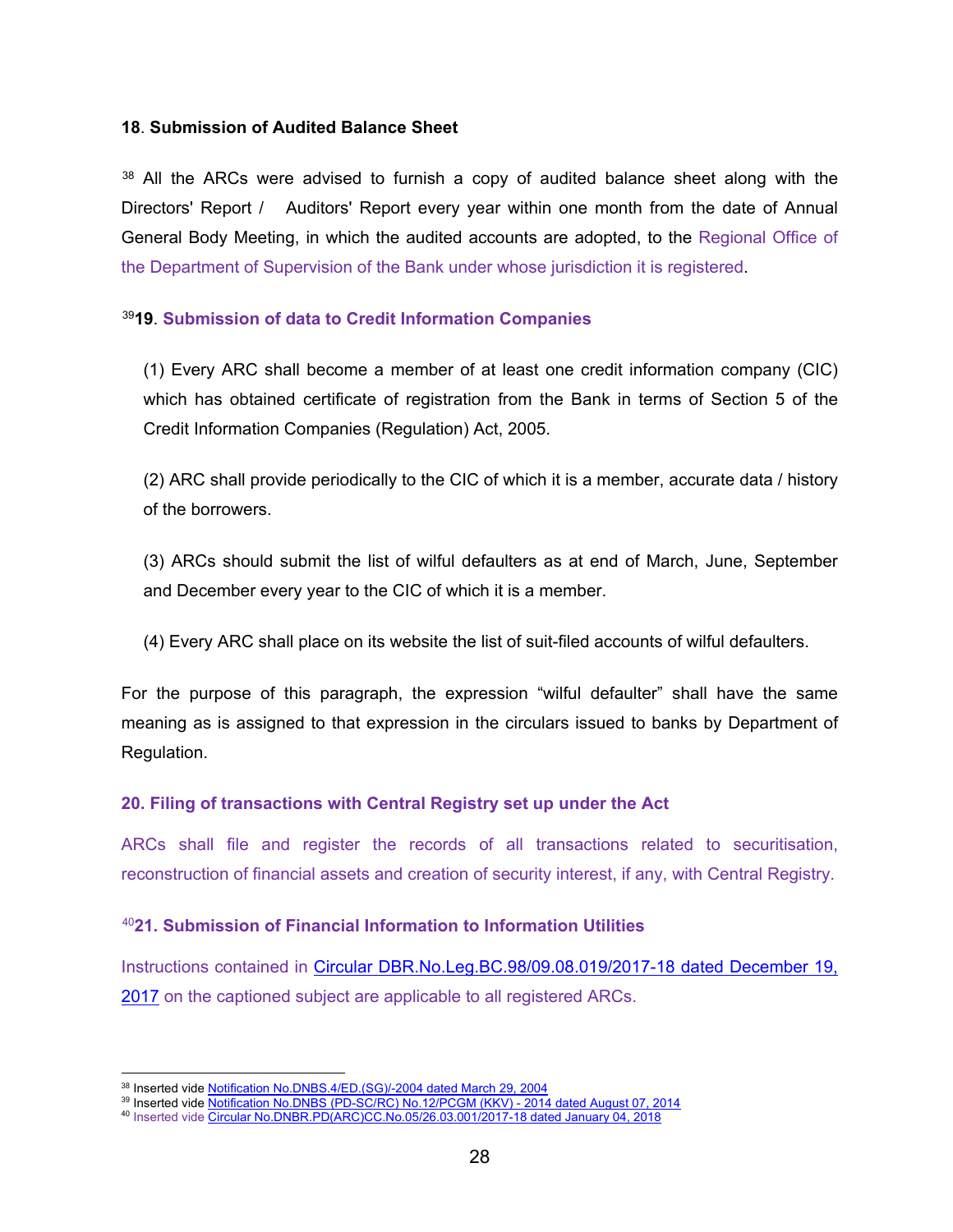**18**. **Submission of Audited Balance Sheet**

[38] All the ARCs were advised to furnish a copy of audited balance sheet along with the Directors' Report / Auditors' Report every year within one month from the date of Annual General Body Meeting, in which the audited accounts are adopted, to the Regional Office of the Department of Supervision of the Bank under whose jurisdiction it is registered.

[39]**19**. **Submission of data to Credit Information Companies**

(1) Every ARC shall become a member of at least one credit information company (CIC) which has obtained certificate of registration from the Bank in terms of Section 5 of the Credit Information Companies (Regulation) Act, 2005.

(2) ARC shall provide periodically to the CIC of which it is a member, accurate data / history of the borrowers.

(3) ARCs should submit the list of wilful defaulters as at end of March, June, September and December every year to the CIC of which it is a member.

(4) Every ARC shall place on its website the list of suit-filed accounts of wilful defaulters.

For the purpose of this paragraph, the expression "wilful defaulter" shall have the same meaning as is assigned to that expression in the circulars issued to banks by Department of Regulation.

**20. Filing of transactions with Central Registry set up under the Act**

ARCs shall file and register the records of all transactions related to securitisation, reconstruction of financial assets and creation of security interest, if any, with Central Registry.

[40]**21. Submission of Financial Information to Information Utilities**

Instructions contained in Circular DBR.No.Leg.BC.98/09.08.019/2017-18 dated December 19, 2017 on the captioned subject are applicable to all registered ARCs.

---

[38] Inserted vide Notification No.DNBS.4/ED.(SG)/-2004 dated March 29, 2004

[39] Inserted vide Notification No.DNBS (PD-SC/RC) No.12/PCGM (KKV) - 2014 dated August 07, 2014

[40] Inserted vide Circular No.DNBR.PD(ARC)CC.No.05/26.03.001/2017-18 dated January 04, 2018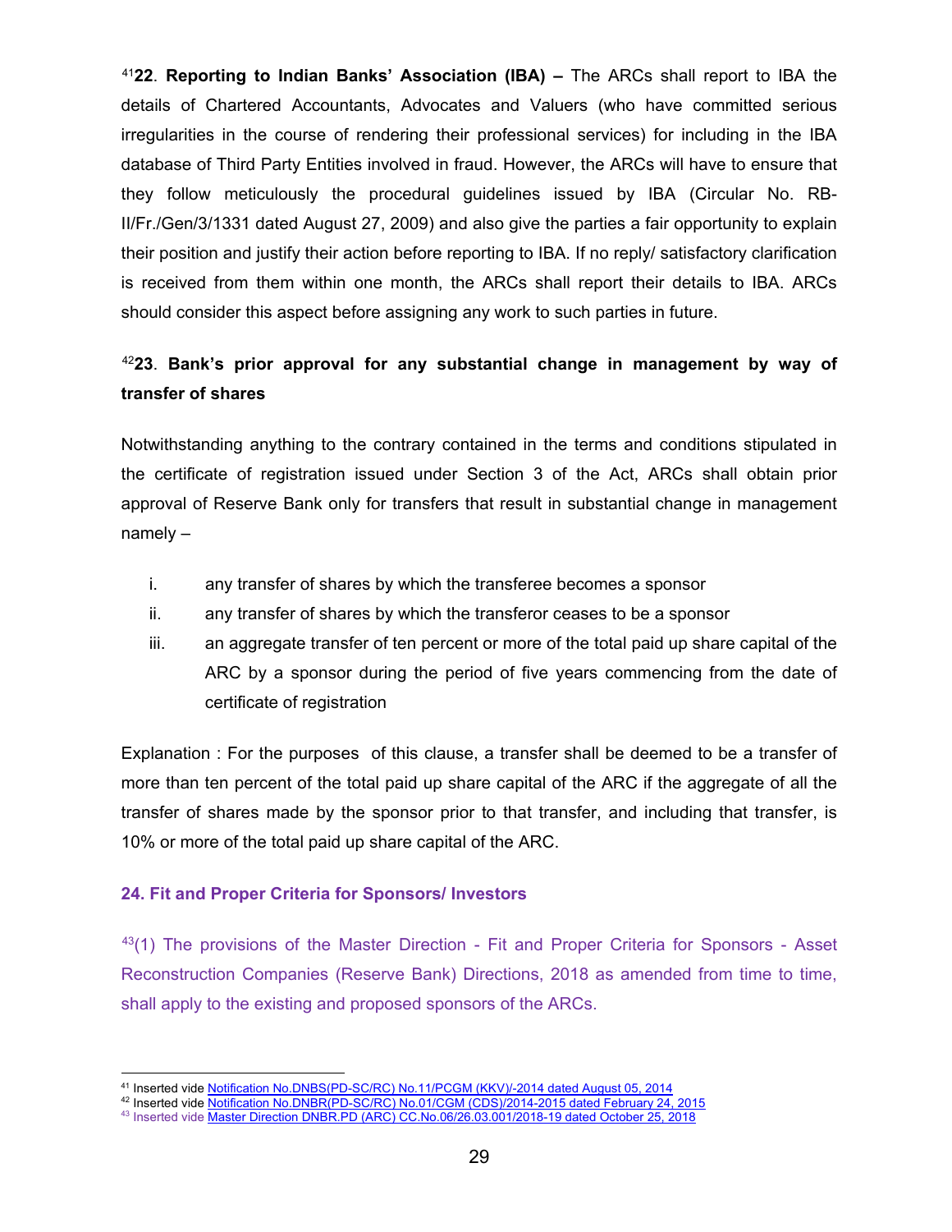[41]**22. Reporting to Indian Banks' Association (IBA) –** The ARCs shall report to IBA the details of Chartered Accountants, Advocates and Valuers (who have committed serious irregularities in the course of rendering their professional services) for including in the IBA database of Third Party Entities involved in fraud. However, the ARCs will have to ensure that they follow meticulously the procedural guidelines issued by IBA (Circular No. RB-II/Fr./Gen/3/1331 dated August 27, 2009) and also give the parties a fair opportunity to explain their position and justify their action before reporting to IBA. If no reply/ satisfactory clarification is received from them within one month, the ARCs shall report their details to IBA. ARCs should consider this aspect before assigning any work to such parties in future.

[42]**23. Bank's prior approval for any substantial change in management by way of transfer of shares**

Notwithstanding anything to the contrary contained in the terms and conditions stipulated in the certificate of registration issued under Section 3 of the Act, ARCs shall obtain prior approval of Reserve Bank only for transfers that result in substantial change in management namely –

i. any transfer of shares by which the transferee becomes a sponsor
ii. any transfer of shares by which the transferor ceases to be a sponsor
iii. an aggregate transfer of ten percent or more of the total paid up share capital of the ARC by a sponsor during the period of five years commencing from the date of certificate of registration

Explanation : For the purposes of this clause, a transfer shall be deemed to be a transfer of more than ten percent of the total paid up share capital of the ARC if the aggregate of all the transfer of shares made by the sponsor prior to that transfer, and including that transfer, is 10% or more of the total paid up share capital of the ARC.

**24. Fit and Proper Criteria for Sponsors/ Investors**

[43](1) The provisions of the Master Direction - Fit and Proper Criteria for Sponsors - Asset Reconstruction Companies (Reserve Bank) Directions, 2018 as amended from time to time, shall apply to the existing and proposed sponsors of the ARCs.

---

[41] Inserted vide Notification No.DNBS(PD-SC/RC) No.11/PCGM (KKV)/-2014 dated August 05, 2014
[42] Inserted vide Notification No.DNBR(PD-SC/RC) No.01/CGM (CDS)/2014-2015 dated February 24, 2015
[43] Inserted vide Master Direction DNBR.PD (ARC) CC.No.06/26.03.001/2018-19 dated October 25, 2018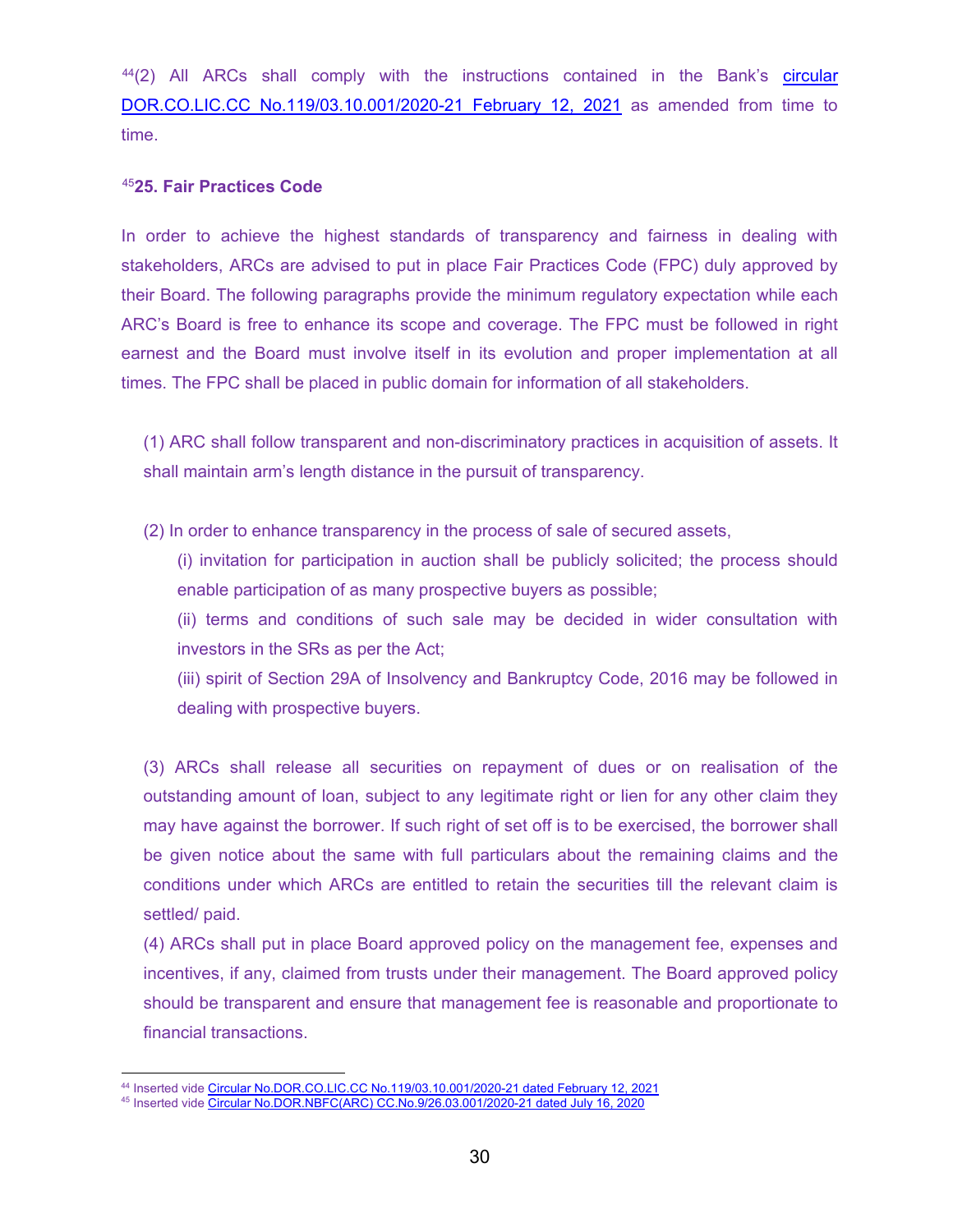[44](2) All ARCs shall comply with the instructions contained in the Bank's circular DOR.CO.LIC.CC No.119/03.10.001/2020-21 February 12, 2021 as amended from time to time.

### [45]25. Fair Practices Code

In order to achieve the highest standards of transparency and fairness in dealing with stakeholders, ARCs are advised to put in place Fair Practices Code (FPC) duly approved by their Board. The following paragraphs provide the minimum regulatory expectation while each ARC's Board is free to enhance its scope and coverage. The FPC must be followed in right earnest and the Board must involve itself in its evolution and proper implementation at all times. The FPC shall be placed in public domain for information of all stakeholders.

(1) ARC shall follow transparent and non-discriminatory practices in acquisition of assets. It shall maintain arm's length distance in the pursuit of transparency.

(2) In order to enhance transparency in the process of sale of secured assets,

(i) invitation for participation in auction shall be publicly solicited; the process should enable participation of as many prospective buyers as possible;

(ii) terms and conditions of such sale may be decided in wider consultation with investors in the SRs as per the Act;

(iii) spirit of Section 29A of Insolvency and Bankruptcy Code, 2016 may be followed in dealing with prospective buyers.

(3) ARCs shall release all securities on repayment of dues or on realisation of the outstanding amount of loan, subject to any legitimate right or lien for any other claim they may have against the borrower. If such right of set off is to be exercised, the borrower shall be given notice about the same with full particulars about the remaining claims and the conditions under which ARCs are entitled to retain the securities till the relevant claim is settled/ paid.

(4) ARCs shall put in place Board approved policy on the management fee, expenses and incentives, if any, claimed from trusts under their management. The Board approved policy should be transparent and ensure that management fee is reasonable and proportionate to financial transactions.

---

[44] Inserted vide Circular No.DOR.CO.LIC.CC No.119/03.10.001/2020-21 dated February 12, 2021

[45] Inserted vide Circular No.DOR.NBFC(ARC) CC.No.9/26.03.001/2020-21 dated July 16, 2020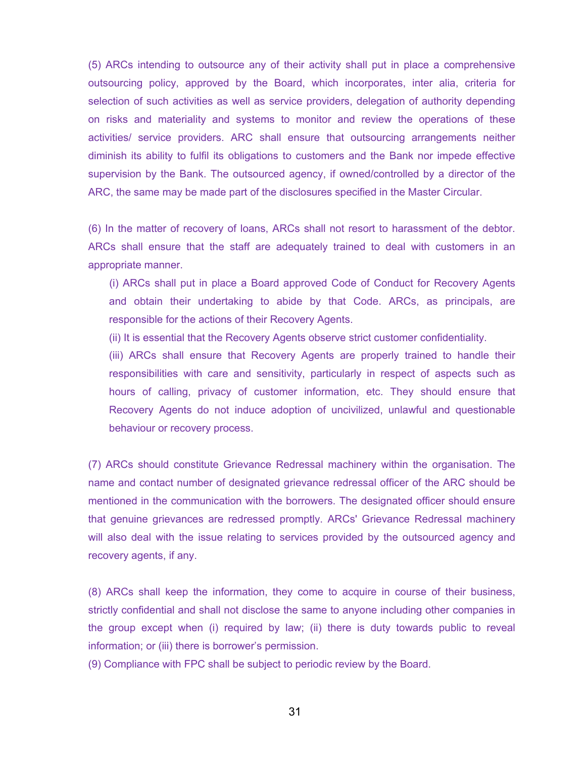(5) ARCs intending to outsource any of their activity shall put in place a comprehensive outsourcing policy, approved by the Board, which incorporates, inter alia, criteria for selection of such activities as well as service providers, delegation of authority depending on risks and materiality and systems to monitor and review the operations of these activities/ service providers. ARC shall ensure that outsourcing arrangements neither diminish its ability to fulfil its obligations to customers and the Bank nor impede effective supervision by the Bank. The outsourced agency, if owned/controlled by a director of the ARC, the same may be made part of the disclosures specified in the Master Circular.

(6) In the matter of recovery of loans, ARCs shall not resort to harassment of the debtor. ARCs shall ensure that the staff are adequately trained to deal with customers in an appropriate manner.

- (i) ARCs shall put in place a Board approved Code of Conduct for Recovery Agents and obtain their undertaking to abide by that Code. ARCs, as principals, are responsible for the actions of their Recovery Agents.
- (ii) It is essential that the Recovery Agents observe strict customer confidentiality.
- (iii) ARCs shall ensure that Recovery Agents are properly trained to handle their responsibilities with care and sensitivity, particularly in respect of aspects such as hours of calling, privacy of customer information, etc. They should ensure that Recovery Agents do not induce adoption of uncivilized, unlawful and questionable behaviour or recovery process.

(7) ARCs should constitute Grievance Redressal machinery within the organisation. The name and contact number of designated grievance redressal officer of the ARC should be mentioned in the communication with the borrowers. The designated officer should ensure that genuine grievances are redressed promptly. ARCs' Grievance Redressal machinery will also deal with the issue relating to services provided by the outsourced agency and recovery agents, if any.

(8) ARCs shall keep the information, they come to acquire in course of their business, strictly confidential and shall not disclose the same to anyone including other companies in the group except when (i) required by law; (ii) there is duty towards public to reveal information; or (iii) there is borrower's permission.

(9) Compliance with FPC shall be subject to periodic review by the Board.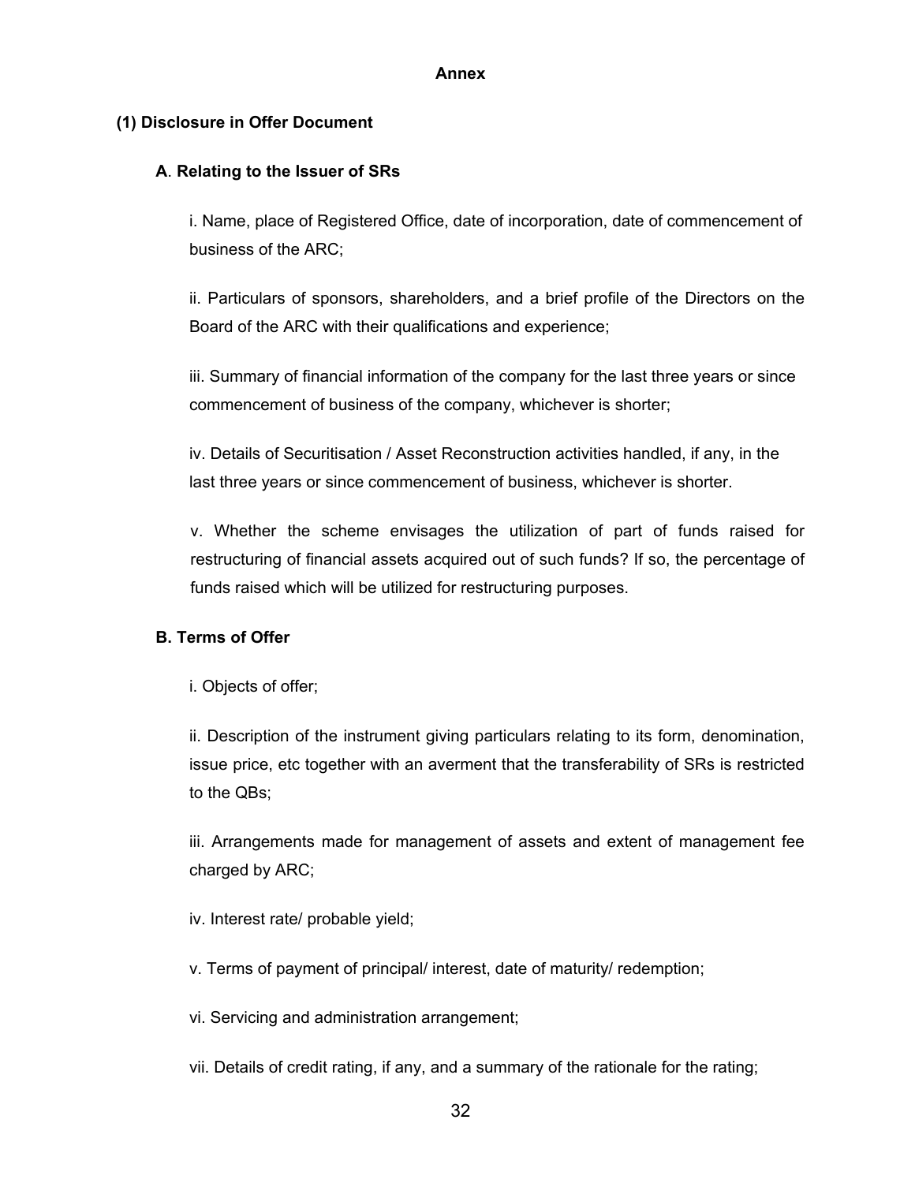# Annex

## (1) Disclosure in Offer Document

### A. Relating to the Issuer of SRs

i. Name, place of Registered Office, date of incorporation, date of commencement of business of the ARC;

ii. Particulars of sponsors, shareholders, and a brief profile of the Directors on the Board of the ARC with their qualifications and experience;

iii. Summary of financial information of the company for the last three years or since commencement of business of the company, whichever is shorter;

iv. Details of Securitisation / Asset Reconstruction activities handled, if any, in the last three years or since commencement of business, whichever is shorter.

v. Whether the scheme envisages the utilization of part of funds raised for restructuring of financial assets acquired out of such funds? If so, the percentage of funds raised which will be utilized for restructuring purposes.

### B. Terms of Offer

i. Objects of offer;

ii. Description of the instrument giving particulars relating to its form, denomination, issue price, etc together with an averment that the transferability of SRs is restricted to the QBs;

iii. Arrangements made for management of assets and extent of management fee charged by ARC;

iv. Interest rate/ probable yield;

v. Terms of payment of principal/ interest, date of maturity/ redemption;

vi. Servicing and administration arrangement;

vii. Details of credit rating, if any, and a summary of the rationale for the rating;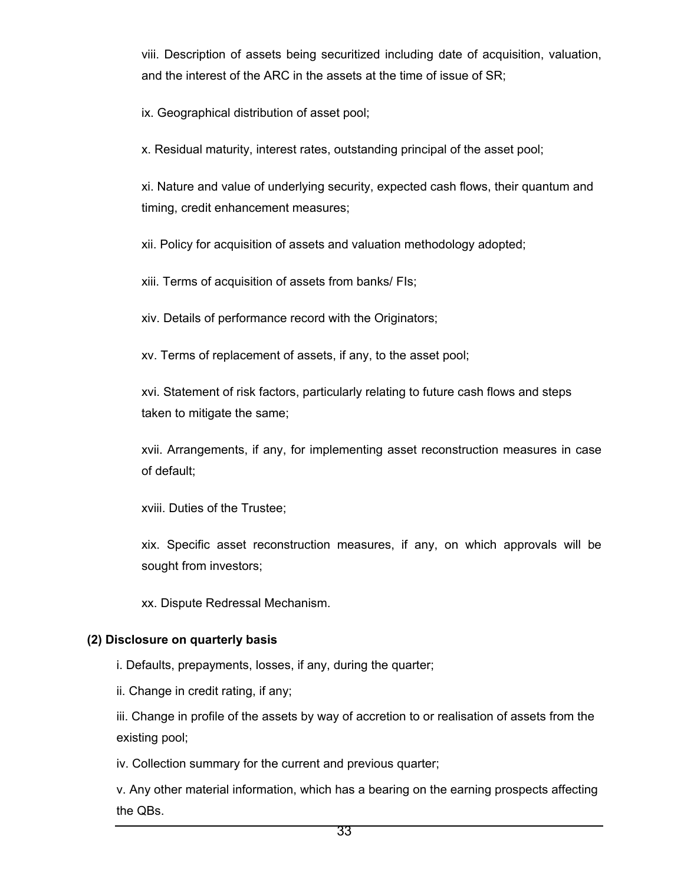viii. Description of assets being securitized including date of acquisition, valuation, and the interest of the ARC in the assets at the time of issue of SR;

ix. Geographical distribution of asset pool;

x. Residual maturity, interest rates, outstanding principal of the asset pool;

xi. Nature and value of underlying security, expected cash flows, their quantum and timing, credit enhancement measures;

xii. Policy for acquisition of assets and valuation methodology adopted;

xiii. Terms of acquisition of assets from banks/ FIs;

xiv. Details of performance record with the Originators;

xv. Terms of replacement of assets, if any, to the asset pool;

xvi. Statement of risk factors, particularly relating to future cash flows and steps taken to mitigate the same;

xvii. Arrangements, if any, for implementing asset reconstruction measures in case of default;

xviii. Duties of the Trustee;

xix. Specific asset reconstruction measures, if any, on which approvals will be sought from investors;

xx. Dispute Redressal Mechanism.

**(2) Disclosure on quarterly basis**

i. Defaults, prepayments, losses, if any, during the quarter;

ii. Change in credit rating, if any;

iii. Change in profile of the assets by way of accretion to or realisation of assets from the existing pool;

iv. Collection summary for the current and previous quarter;

v. Any other material information, which has a bearing on the earning prospects affecting the QBs.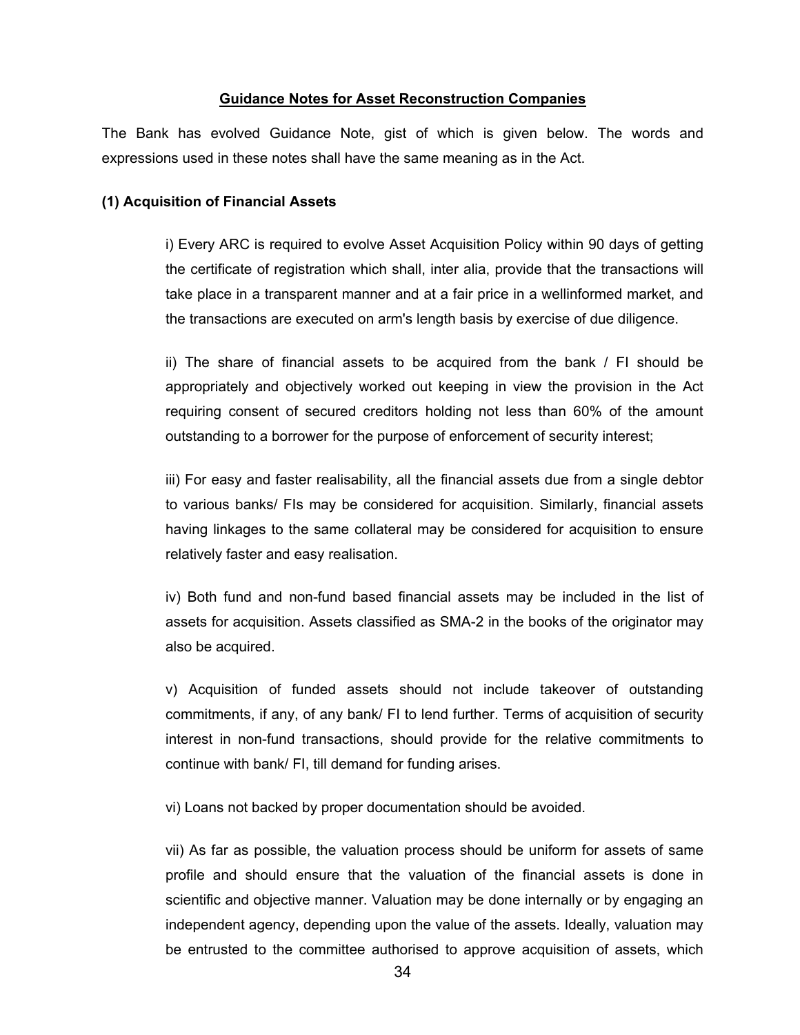## Guidance Notes for Asset Reconstruction Companies

The Bank has evolved Guidance Note, gist of which is given below. The words and expressions used in these notes shall have the same meaning as in the Act.

### (1) Acquisition of Financial Assets

i) Every ARC is required to evolve Asset Acquisition Policy within 90 days of getting the certificate of registration which shall, inter alia, provide that the transactions will take place in a transparent manner and at a fair price in a wellinformed market, and the transactions are executed on arm's length basis by exercise of due diligence.

ii) The share of financial assets to be acquired from the bank / FI should be appropriately and objectively worked out keeping in view the provision in the Act requiring consent of secured creditors holding not less than 60% of the amount outstanding to a borrower for the purpose of enforcement of security interest;

iii) For easy and faster realisability, all the financial assets due from a single debtor to various banks/ FIs may be considered for acquisition. Similarly, financial assets having linkages to the same collateral may be considered for acquisition to ensure relatively faster and easy realisation.

iv) Both fund and non-fund based financial assets may be included in the list of assets for acquisition. Assets classified as SMA-2 in the books of the originator may also be acquired.

v) Acquisition of funded assets should not include takeover of outstanding commitments, if any, of any bank/ FI to lend further. Terms of acquisition of security interest in non-fund transactions, should provide for the relative commitments to continue with bank/ FI, till demand for funding arises.

vi) Loans not backed by proper documentation should be avoided.

vii) As far as possible, the valuation process should be uniform for assets of same profile and should ensure that the valuation of the financial assets is done in scientific and objective manner. Valuation may be done internally or by engaging an independent agency, depending upon the value of the assets. Ideally, valuation may be entrusted to the committee authorised to approve acquisition of assets, which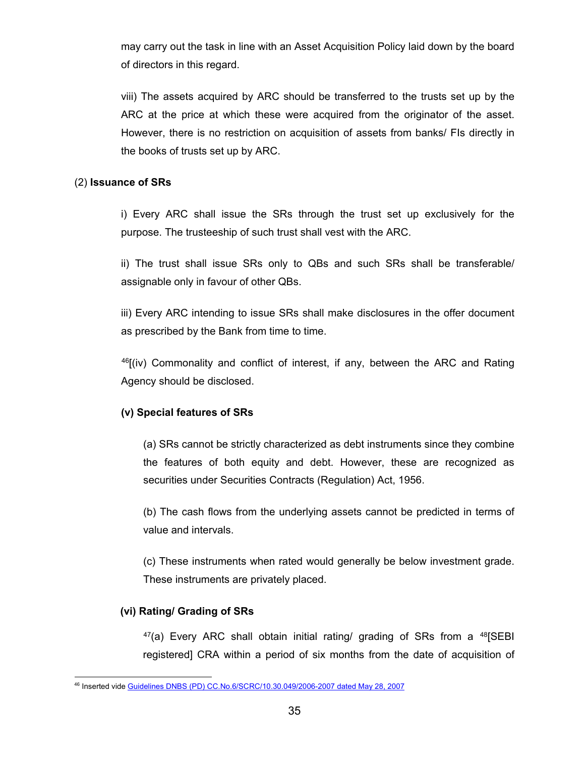may carry out the task in line with an Asset Acquisition Policy laid down by the board of directors in this regard.

viii) The assets acquired by ARC should be transferred to the trusts set up by the ARC at the price at which these were acquired from the originator of the asset. However, there is no restriction on acquisition of assets from banks/ FIs directly in the books of trusts set up by ARC.

(2) **Issuance of SRs**

i) Every ARC shall issue the SRs through the trust set up exclusively for the purpose. The trusteeship of such trust shall vest with the ARC.

ii) The trust shall issue SRs only to QBs and such SRs shall be transferable/ assignable only in favour of other QBs.

iii) Every ARC intending to issue SRs shall make disclosures in the offer document as prescribed by the Bank from time to time.

[46][(iv) Commonality and conflict of interest, if any, between the ARC and Rating Agency should be disclosed.

**(v) Special features of SRs**

(a) SRs cannot be strictly characterized as debt instruments since they combine the features of both equity and debt. However, these are recognized as securities under Securities Contracts (Regulation) Act, 1956.

(b) The cash flows from the underlying assets cannot be predicted in terms of value and intervals.

(c) These instruments when rated would generally be below investment grade. These instruments are privately placed.

**(vi) Rating/ Grading of SRs**

[47](a) Every ARC shall obtain initial rating/ grading of SRs from a [48][SEBI registered] CRA within a period of six months from the date of acquisition of

---

[46] Inserted vide Guidelines DNBS (PD) CC.No.6/SCRC/10.30.049/2006-2007 dated May 28, 2007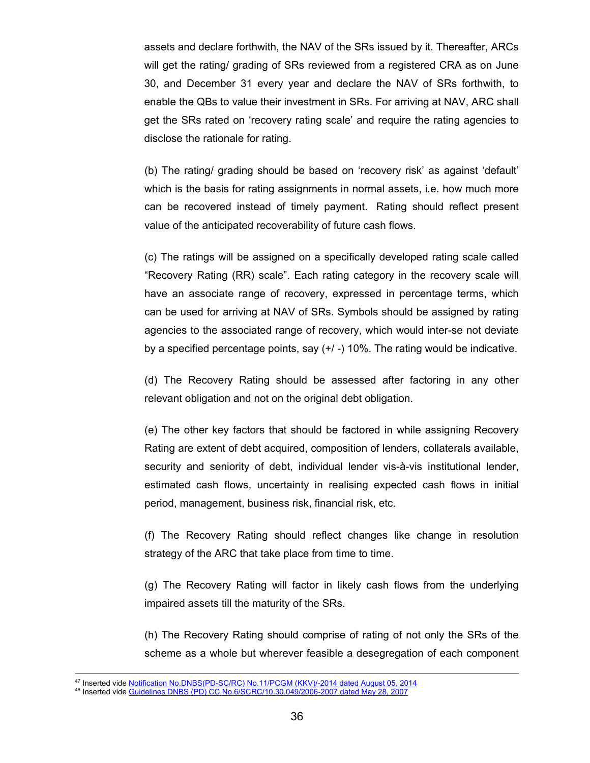assets and declare forthwith, the NAV of the SRs issued by it. Thereafter, ARCs will get the rating/ grading of SRs reviewed from a registered CRA as on June 30, and December 31 every year and declare the NAV of SRs forthwith, to enable the QBs to value their investment in SRs. For arriving at NAV, ARC shall get the SRs rated on 'recovery rating scale' and require the rating agencies to disclose the rationale for rating.

(b) The rating/ grading should be based on 'recovery risk' as against 'default' which is the basis for rating assignments in normal assets, i.e. how much more can be recovered instead of timely payment. Rating should reflect present value of the anticipated recoverability of future cash flows.

(c) The ratings will be assigned on a specifically developed rating scale called "Recovery Rating (RR) scale". Each rating category in the recovery scale will have an associate range of recovery, expressed in percentage terms, which can be used for arriving at NAV of SRs. Symbols should be assigned by rating agencies to the associated range of recovery, which would inter-se not deviate by a specified percentage points, say (+/ -) 10%. The rating would be indicative.

(d) The Recovery Rating should be assessed after factoring in any other relevant obligation and not on the original debt obligation.

(e) The other key factors that should be factored in while assigning Recovery Rating are extent of debt acquired, composition of lenders, collaterals available, security and seniority of debt, individual lender vis-à-vis institutional lender, estimated cash flows, uncertainty in realising expected cash flows in initial period, management, business risk, financial risk, etc.

(f) The Recovery Rating should reflect changes like change in resolution strategy of the ARC that take place from time to time.

(g) The Recovery Rating will factor in likely cash flows from the underlying impaired assets till the maturity of the SRs.

(h) The Recovery Rating should comprise of rating of not only the SRs of the scheme as a whole but wherever feasible a desegregation of each component

---

[47] Inserted vide Notification No.DNBS(PD-SC/RC) No.11/PCGM (KKV)/-2014 dated August 05, 2014

[48] Inserted vide Guidelines DNBS (PD) CC.No.6/SCRC/10.30.049/2006-2007 dated May 28, 2007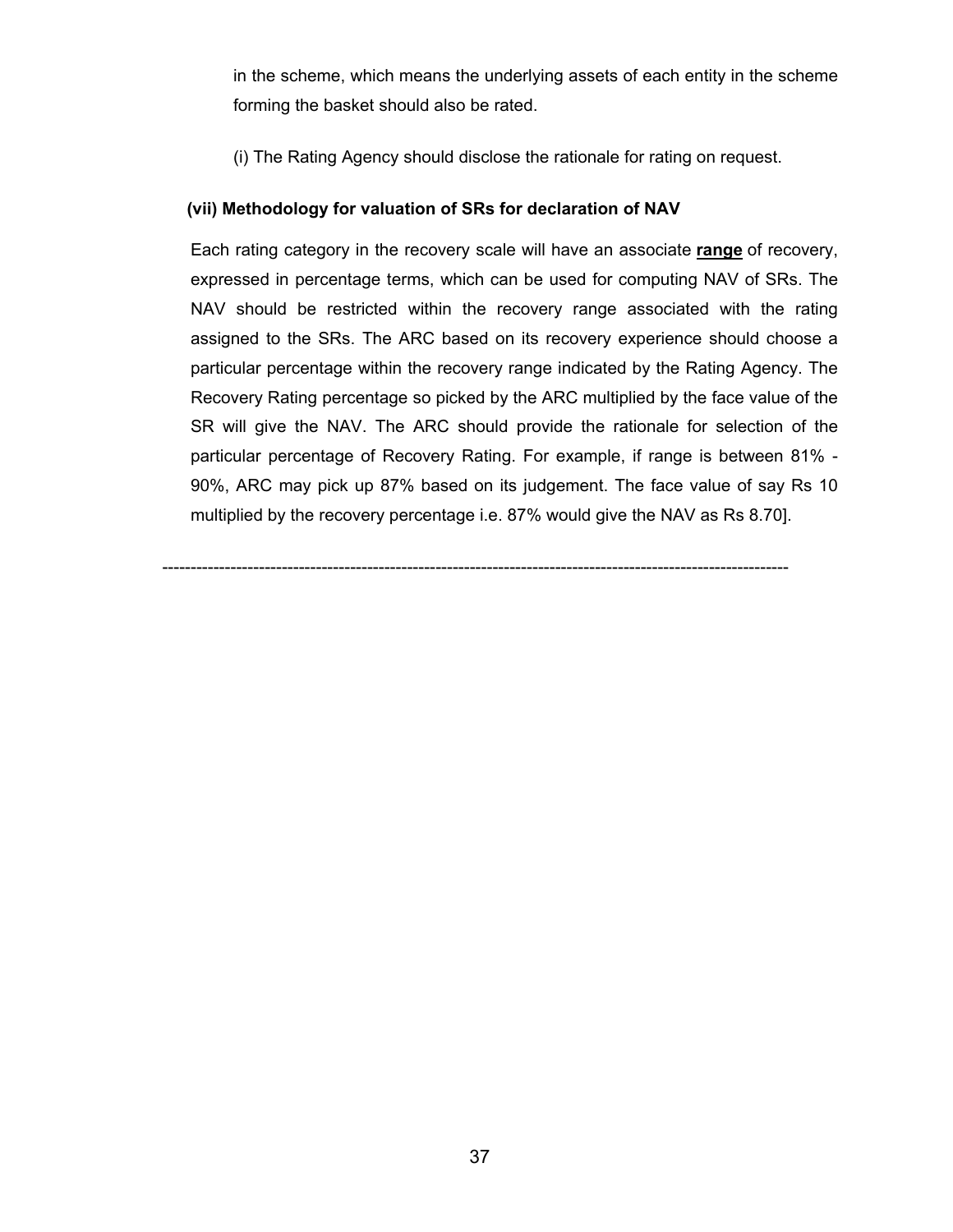in the scheme, which means the underlying assets of each entity in the scheme forming the basket should also be rated.

(i) The Rating Agency should disclose the rationale for rating on request.

**(vii) Methodology for valuation of SRs for declaration of NAV**

Each rating category in the recovery scale will have an associate **range** of recovery, expressed in percentage terms, which can be used for computing NAV of SRs. The NAV should be restricted within the recovery range associated with the rating assigned to the SRs. The ARC based on its recovery experience should choose a particular percentage within the recovery range indicated by the Rating Agency. The Recovery Rating percentage so picked by the ARC multiplied by the face value of the SR will give the NAV. The ARC should provide the rationale for selection of the particular percentage of Recovery Rating. For example, if range is between 81% - 90%, ARC may pick up 87% based on its judgement. The face value of say Rs 10 multiplied by the recovery percentage i.e. 87% would give the NAV as Rs 8.70].

---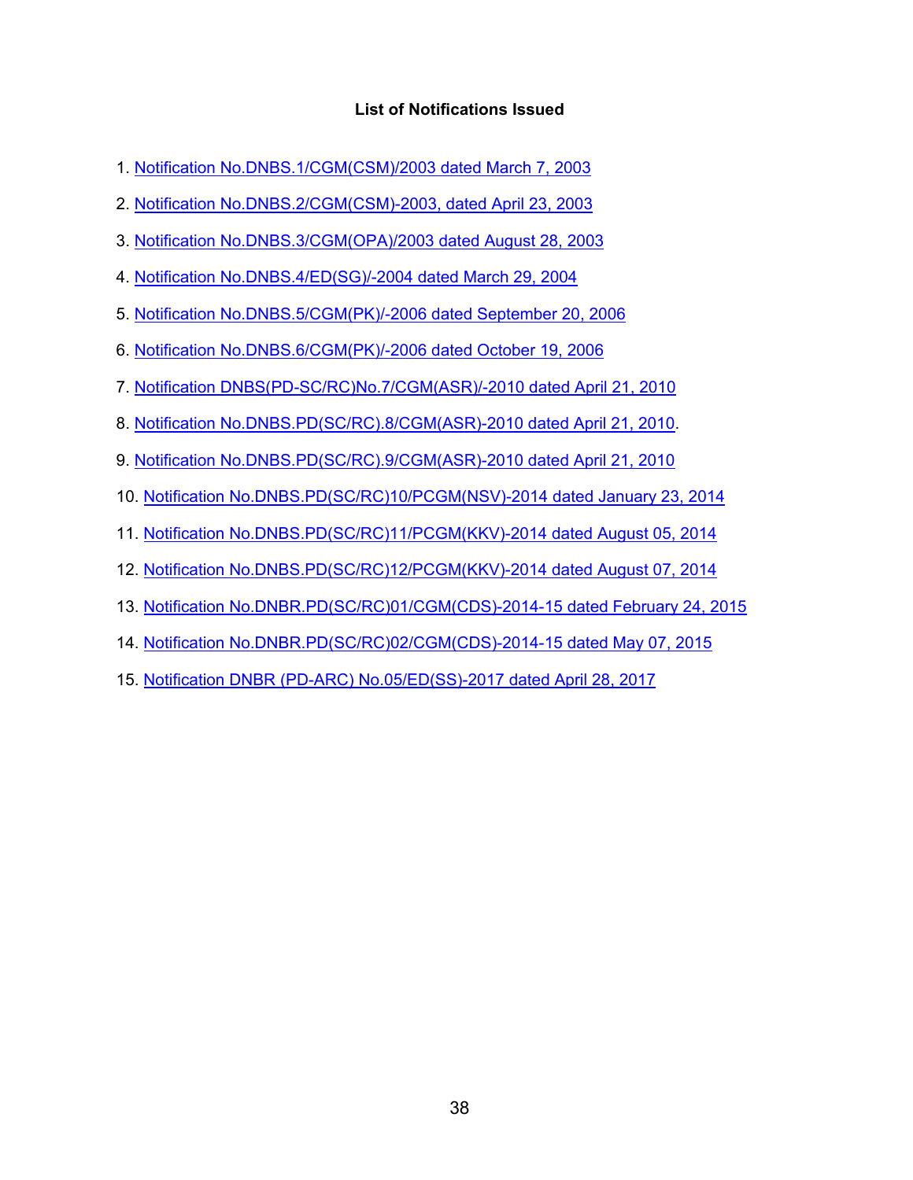### List of Notifications Issued

1. Notification No.DNBS.1/CGM(CSM)/2003 dated March 7, 2003
2. Notification No.DNBS.2/CGM(CSM)-2003, dated April 23, 2003
3. Notification No.DNBS.3/CGM(OPA)/2003 dated August 28, 2003
4. Notification No.DNBS.4/ED(SG)/-2004 dated March 29, 2004
5. Notification No.DNBS.5/CGM(PK)/-2006 dated September 20, 2006
6. Notification No.DNBS.6/CGM(PK)/-2006 dated October 19, 2006
7. Notification DNBS(PD-SC/RC)No.7/CGM(ASR)/-2010 dated April 21, 2010
8. Notification No.DNBS.PD(SC/RC).8/CGM(ASR)-2010 dated April 21, 2010.
9. Notification No.DNBS.PD(SC/RC).9/CGM(ASR)-2010 dated April 21, 2010
10. Notification No.DNBS.PD(SC/RC)10/PCGM(NSV)-2014 dated January 23, 2014
11. Notification No.DNBS.PD(SC/RC)11/PCGM(KKV)-2014 dated August 05, 2014
12. Notification No.DNBS.PD(SC/RC)12/PCGM(KKV)-2014 dated August 07, 2014
13. Notification No.DNBR.PD(SC/RC)01/CGM(CDS)-2014-15 dated February 24, 2015
14. Notification No.DNBR.PD(SC/RC)02/CGM(CDS)-2014-15 dated May 07, 2015
15. Notification DNBR (PD-ARC) No.05/ED(SS)-2017 dated April 28, 2017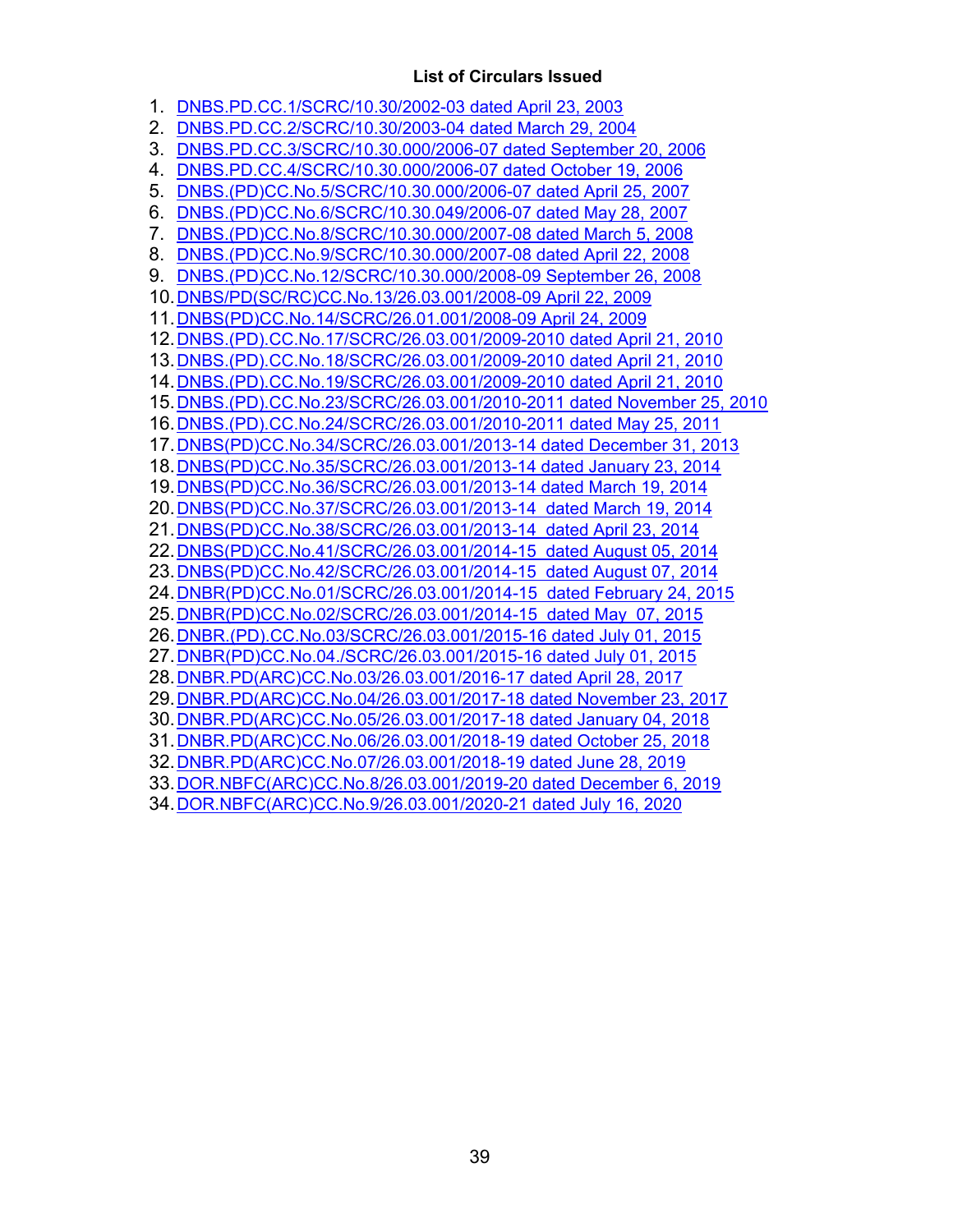**List of Circulars Issued**

1. DNBS.PD.CC.1/SCRC/10.30/2002-03 dated April 23, 2003
2. DNBS.PD.CC.2/SCRC/10.30/2003-04 dated March 29, 2004
3. DNBS.PD.CC.3/SCRC/10.30.000/2006-07 dated September 20, 2006
4. DNBS.PD.CC.4/SCRC/10.30.000/2006-07 dated October 19, 2006
5. DNBS.(PD)CC.No.5/SCRC/10.30.000/2006-07 dated April 25, 2007
6. DNBS.(PD)CC.No.6/SCRC/10.30.049/2006-07 dated May 28, 2007
7. DNBS.(PD)CC.No.8/SCRC/10.30.000/2007-08 dated March 5, 2008
8. DNBS.(PD)CC.No.9/SCRC/10.30.000/2007-08 dated April 22, 2008
9. DNBS.(PD)CC.No.12/SCRC/10.30.000/2008-09 September 26, 2008
10. DNBS/PD(SC/RC)CC.No.13/26.03.001/2008-09 April 22, 2009
11. DNBS(PD)CC.No.14/SCRC/26.01.001/2008-09 April 24, 2009
12. DNBS.(PD).CC.No.17/SCRC/26.03.001/2009-2010 dated April 21, 2010
13. DNBS.(PD).CC.No.18/SCRC/26.03.001/2009-2010 dated April 21, 2010
14. DNBS.(PD).CC.No.19/SCRC/26.03.001/2009-2010 dated April 21, 2010
15. DNBS.(PD).CC.No.23/SCRC/26.03.001/2010-2011 dated November 25, 2010
16. DNBS.(PD).CC.No.24/SCRC/26.03.001/2010-2011 dated May 25, 2011
17. DNBS(PD)CC.No.34/SCRC/26.03.001/2013-14 dated December 31, 2013
18. DNBS(PD)CC.No.35/SCRC/26.03.001/2013-14 dated January 23, 2014
19. DNBS(PD)CC.No.36/SCRC/26.03.001/2013-14 dated March 19, 2014
20. DNBS(PD)CC.No.37/SCRC/26.03.001/2013-14 dated March 19, 2014
21. DNBS(PD)CC.No.38/SCRC/26.03.001/2013-14 dated April 23, 2014
22. DNBS(PD)CC.No.41/SCRC/26.03.001/2014-15 dated August 05, 2014
23. DNBS(PD)CC.No.42/SCRC/26.03.001/2014-15 dated August 07, 2014
24. DNBR(PD)CC.No.01/SCRC/26.03.001/2014-15 dated February 24, 2015
25. DNBR(PD)CC.No.02/SCRC/26.03.001/2014-15 dated May 07, 2015
26. DNBR.(PD).CC.No.03/SCRC/26.03.001/2015-16 dated July 01, 2015
27. DNBR(PD)CC.No.04./SCRC/26.03.001/2015-16 dated July 01, 2015
28. DNBR.PD(ARC)CC.No.03/26.03.001/2016-17 dated April 28, 2017
29. DNBR.PD(ARC)CC.No.04/26.03.001/2017-18 dated November 23, 2017
30. DNBR.PD(ARC)CC.No.05/26.03.001/2017-18 dated January 04, 2018
31. DNBR.PD(ARC)CC.No.06/26.03.001/2018-19 dated October 25, 2018
32. DNBR.PD(ARC)CC.No.07/26.03.001/2018-19 dated June 28, 2019
33. DOR.NBFC(ARC)CC.No.8/26.03.001/2019-20 dated December 6, 2019
34. DOR.NBFC(ARC)CC.No.9/26.03.001/2020-21 dated July 16, 2020